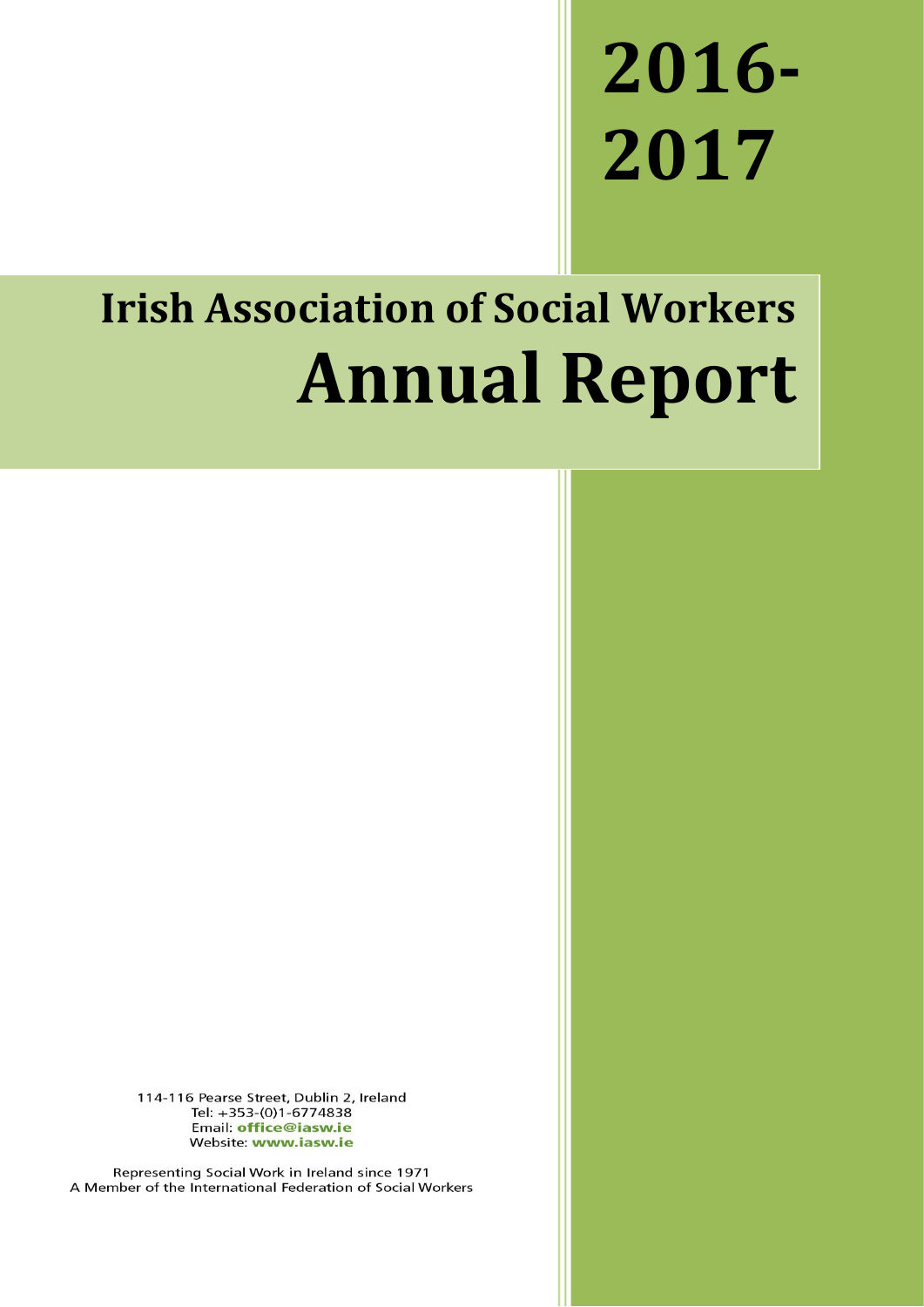# 2016-2017

## Irish Association of Social Workers

# Annual Report

114-116 Pearse Street, Dublin 2, Ireland
Tel: +353-(0)1-6774838
Email: **office@iasw.ie**
Website: **www.iasw.ie**

Representing Social Work in Ireland since 1971
A Member of the International Federation of Social Workers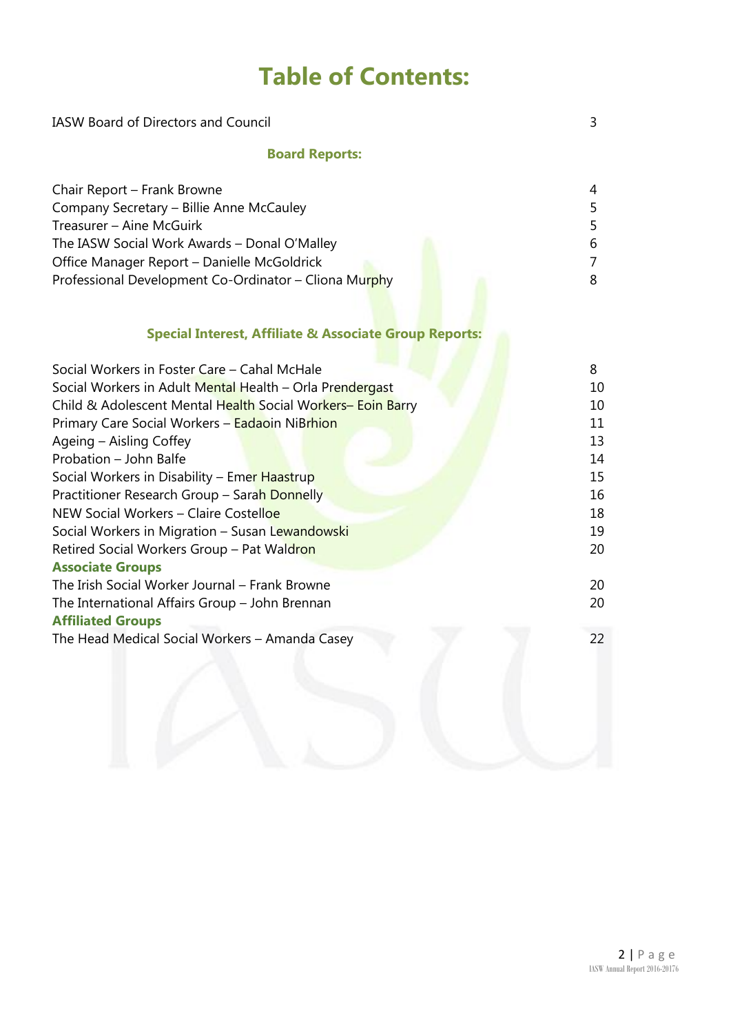# Table of Contents:

| | |
|---|---|
| IASW Board of Directors and Council | 3 |

## Board Reports:

| | |
|---|---|
| Chair Report – Frank Browne | 4 |
| Company Secretary – Billie Anne McCauley | 5 |
| Treasurer – Aine McGuirk | 5 |
| The IASW Social Work Awards – Donal O'Malley | 6 |
| Office Manager Report – Danielle McGoldrick | 7 |
| Professional Development Co-Ordinator – Cliona Murphy | 8 |

## Special Interest, Affiliate & Associate Group Reports:

| | |
|---|---|
| Social Workers in Foster Care – Cahal McHale | 8 |
| Social Workers in Adult Mental Health – Orla Prendergast | 10 |
| Child & Adolescent Mental Health Social Workers– Eoin Barry | 10 |
| Primary Care Social Workers – Eadaoin NiBrhion | 11 |
| Ageing – Aisling Coffey | 13 |
| Probation – John Balfe | 14 |
| Social Workers in Disability – Emer Haastrup | 15 |
| Practitioner Research Group – Sarah Donnelly | 16 |
| NEW Social Workers – Claire Costelloe | 18 |
| Social Workers in Migration – Susan Lewandowski | 19 |
| Retired Social Workers Group – Pat Waldron | 20 |

### Associate Groups

| | |
|---|---|
| The Irish Social Worker Journal – Frank Browne | 20 |
| The International Affairs Group – John Brennan | 20 |

### Affiliated Groups

| | |
|---|---|
| The Head Medical Social Workers – Amanda Casey | 22 |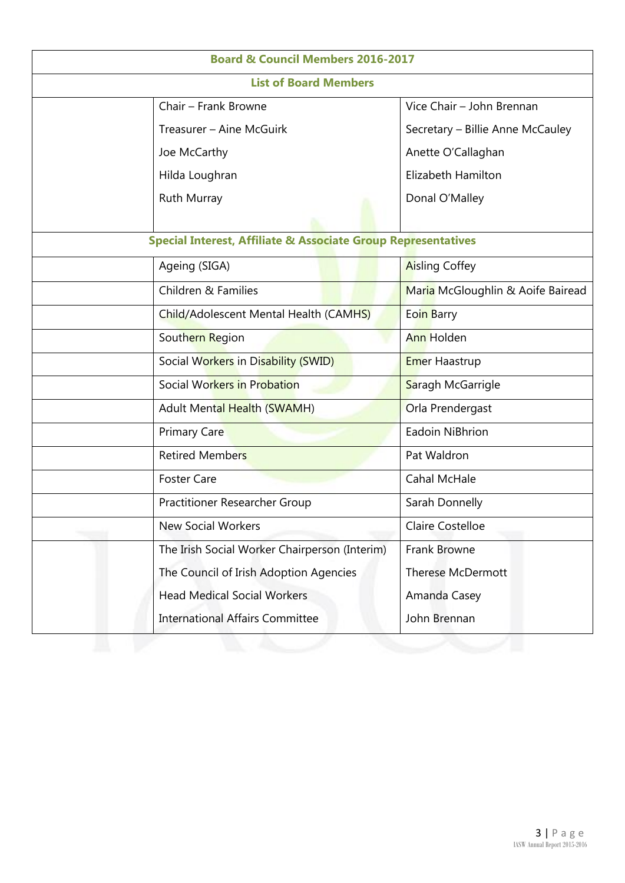## Board & Council Members 2016-2017

### List of Board Members

| | |
|---|---|
| Chair – Frank Browne | Vice Chair – John Brennan |
| Treasurer – Aine McGuirk | Secretary – Billie Anne McCauley |
| Joe McCarthy | Anette O'Callaghan |
| Hilda Loughran | Elizabeth Hamilton |
| Ruth Murray | Donal O'Malley |

### Special Interest, Affiliate & Associate Group Representatives

| | |
|---|---|
| Ageing (SIGA) | Aisling Coffey |
| Children & Families | Maria McGloughlin & Aoife Bairead |
| Child/Adolescent Mental Health (CAMHS) | Eoin Barry |
| Southern Region | Ann Holden |
| Social Workers in Disability (SWID) | Emer Haastrup |
| Social Workers in Probation | Saragh McGarrigle |
| Adult Mental Health (SWAMH) | Orla Prendergast |
| Primary Care | Eadoin NiBhrion |
| Retired Members | Pat Waldron |
| Foster Care | Cahal McHale |
| Practitioner Researcher Group | Sarah Donnelly |
| New Social Workers | Claire Costelloe |
| The Irish Social Worker Chairperson (Interim) | Frank Browne |
| The Council of Irish Adoption Agencies | Therese McDermott |
| Head Medical Social Workers | Amanda Casey |
| International Affairs Committee | John Brennan |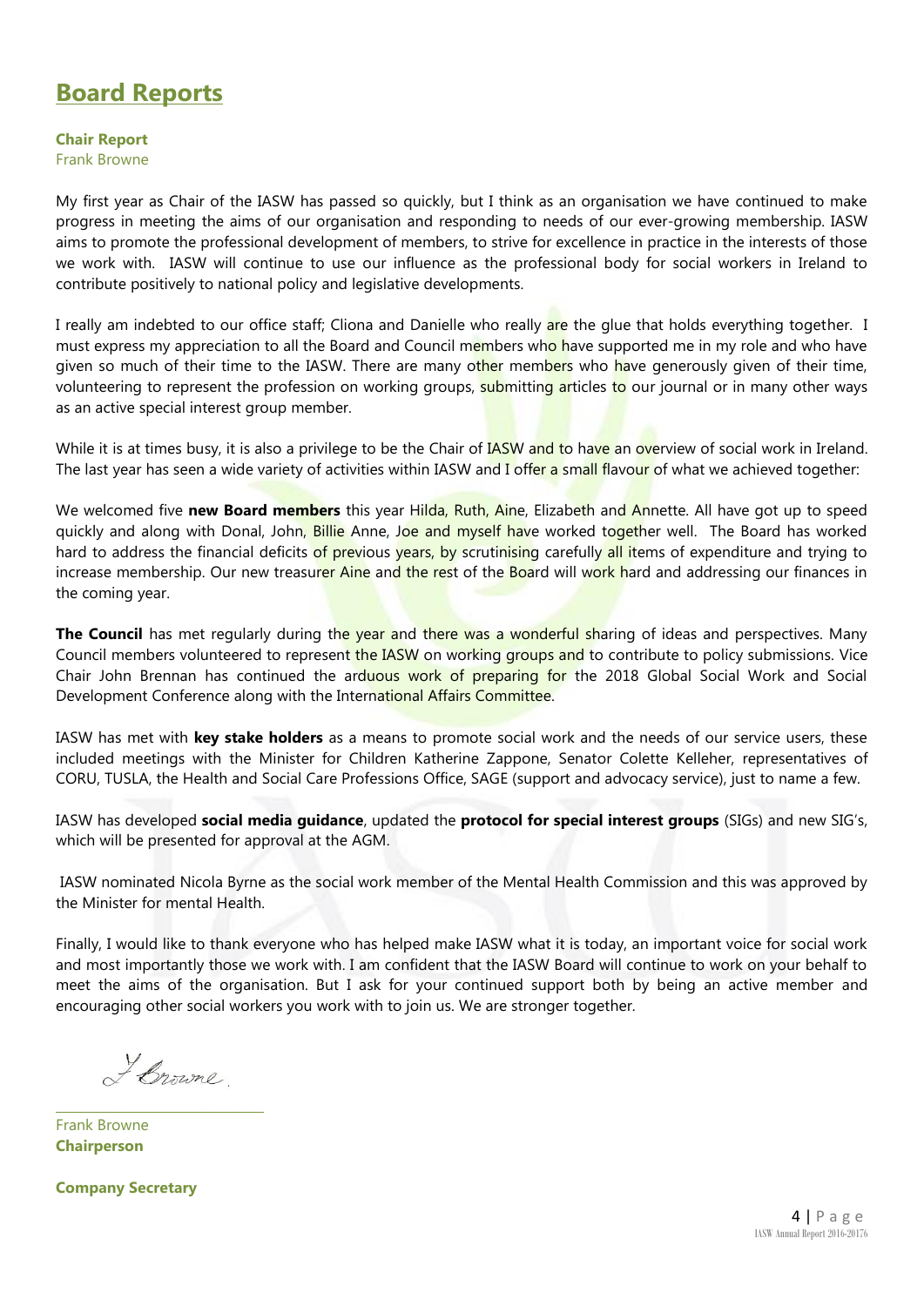# Board Reports

**Chair Report**
Frank Browne

My first year as Chair of the IASW has passed so quickly, but I think as an organisation we have continued to make progress in meeting the aims of our organisation and responding to needs of our ever-growing membership. IASW aims to promote the professional development of members, to strive for excellence in practice in the interests of those we work with. IASW will continue to use our influence as the professional body for social workers in Ireland to contribute positively to national policy and legislative developments.

I really am indebted to our office staff; Cliona and Danielle who really are the glue that holds everything together. I must express my appreciation to all the Board and Council members who have supported me in my role and who have given so much of their time to the IASW. There are many other members who have generously given of their time, volunteering to represent the profession on working groups, submitting articles to our journal or in many other ways as an active special interest group member.

While it is at times busy, it is also a privilege to be the Chair of IASW and to have an overview of social work in Ireland. The last year has seen a wide variety of activities within IASW and I offer a small flavour of what we achieved together:

We welcomed five **new Board members** this year Hilda, Ruth, Aine, Elizabeth and Annette. All have got up to speed quickly and along with Donal, John, Billie Anne, Joe and myself have worked together well. The Board has worked hard to address the financial deficits of previous years, by scrutinising carefully all items of expenditure and trying to increase membership. Our new treasurer Aine and the rest of the Board will work hard and addressing our finances in the coming year.

**The Council** has met regularly during the year and there was a wonderful sharing of ideas and perspectives. Many Council members volunteered to represent the IASW on working groups and to contribute to policy submissions. Vice Chair John Brennan has continued the arduous work of preparing for the 2018 Global Social Work and Social Development Conference along with the International Affairs Committee.

IASW has met with **key stake holders** as a means to promote social work and the needs of our service users, these included meetings with the Minister for Children Katherine Zappone, Senator Colette Kelleher, representatives of CORU, TUSLA, the Health and Social Care Professions Office, SAGE (support and advocacy service), just to name a few.

IASW has developed **social media guidance**, updated the **protocol for special interest groups** (SIGs) and new SIG's, which will be presented for approval at the AGM.

IASW nominated Nicola Byrne as the social work member of the Mental Health Commission and this was approved by the Minister for mental Health.

Finally, I would like to thank everyone who has helped make IASW what it is today, an important voice for social work and most importantly those we work with. I am confident that the IASW Board will continue to work on your behalf to meet the aims of the organisation. But I ask for your continued support both by being an active member and encouraging other social workers you work with to join us. We are stronger together.

F Browne

Frank Browne
**Chairperson**

**Company Secretary**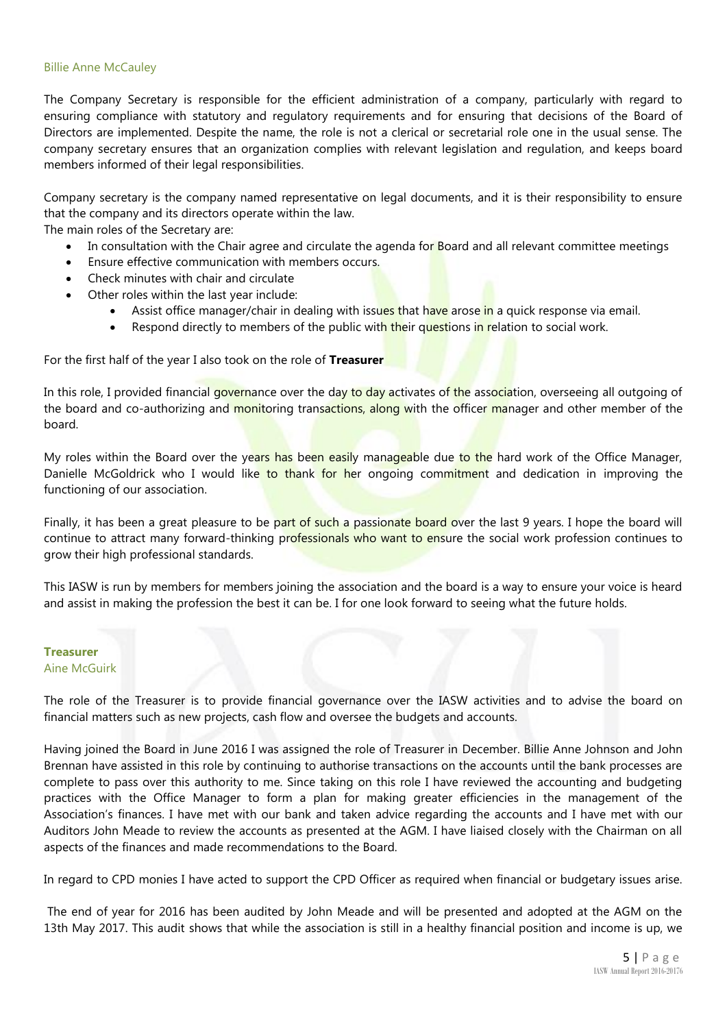Billie Anne McCauley

The Company Secretary is responsible for the efficient administration of a company, particularly with regard to ensuring compliance with statutory and regulatory requirements and for ensuring that decisions of the Board of Directors are implemented. Despite the name, the role is not a clerical or secretarial role one in the usual sense. The company secretary ensures that an organization complies with relevant legislation and regulation, and keeps board members informed of their legal responsibilities.

Company secretary is the company named representative on legal documents, and it is their responsibility to ensure that the company and its directors operate within the law.

The main roles of the Secretary are:

- In consultation with the Chair agree and circulate the agenda for Board and all relevant committee meetings
- Ensure effective communication with members occurs.
- Check minutes with chair and circulate
- Other roles within the last year include:
    - Assist office manager/chair in dealing with issues that have arose in a quick response via email.
    - Respond directly to members of the public with their questions in relation to social work.

For the first half of the year I also took on the role of **Treasurer**

In this role, I provided financial governance over the day to day activates of the association, overseeing all outgoing of the board and co-authorizing and monitoring transactions, along with the officer manager and other member of the board.

My roles within the Board over the years has been easily manageable due to the hard work of the Office Manager, Danielle McGoldrick who I would like to thank for her ongoing commitment and dedication in improving the functioning of our association.

Finally, it has been a great pleasure to be part of such a passionate board over the last 9 years. I hope the board will continue to attract many forward-thinking professionals who want to ensure the social work profession continues to grow their high professional standards.

This IASW is run by members for members joining the association and the board is a way to ensure your voice is heard and assist in making the profession the best it can be. I for one look forward to seeing what the future holds.

**Treasurer**
Aine McGuirk

The role of the Treasurer is to provide financial governance over the IASW activities and to advise the board on financial matters such as new projects, cash flow and oversee the budgets and accounts.

Having joined the Board in June 2016 I was assigned the role of Treasurer in December. Billie Anne Johnson and John Brennan have assisted in this role by continuing to authorise transactions on the accounts until the bank processes are complete to pass over this authority to me. Since taking on this role I have reviewed the accounting and budgeting practices with the Office Manager to form a plan for making greater efficiencies in the management of the Association's finances. I have met with our bank and taken advice regarding the accounts and I have met with our Auditors John Meade to review the accounts as presented at the AGM. I have liaised closely with the Chairman on all aspects of the finances and made recommendations to the Board.

In regard to CPD monies I have acted to support the CPD Officer as required when financial or budgetary issues arise.

The end of year for 2016 has been audited by John Meade and will be presented and adopted at the AGM on the 13th May 2017. This audit shows that while the association is still in a healthy financial position and income is up, we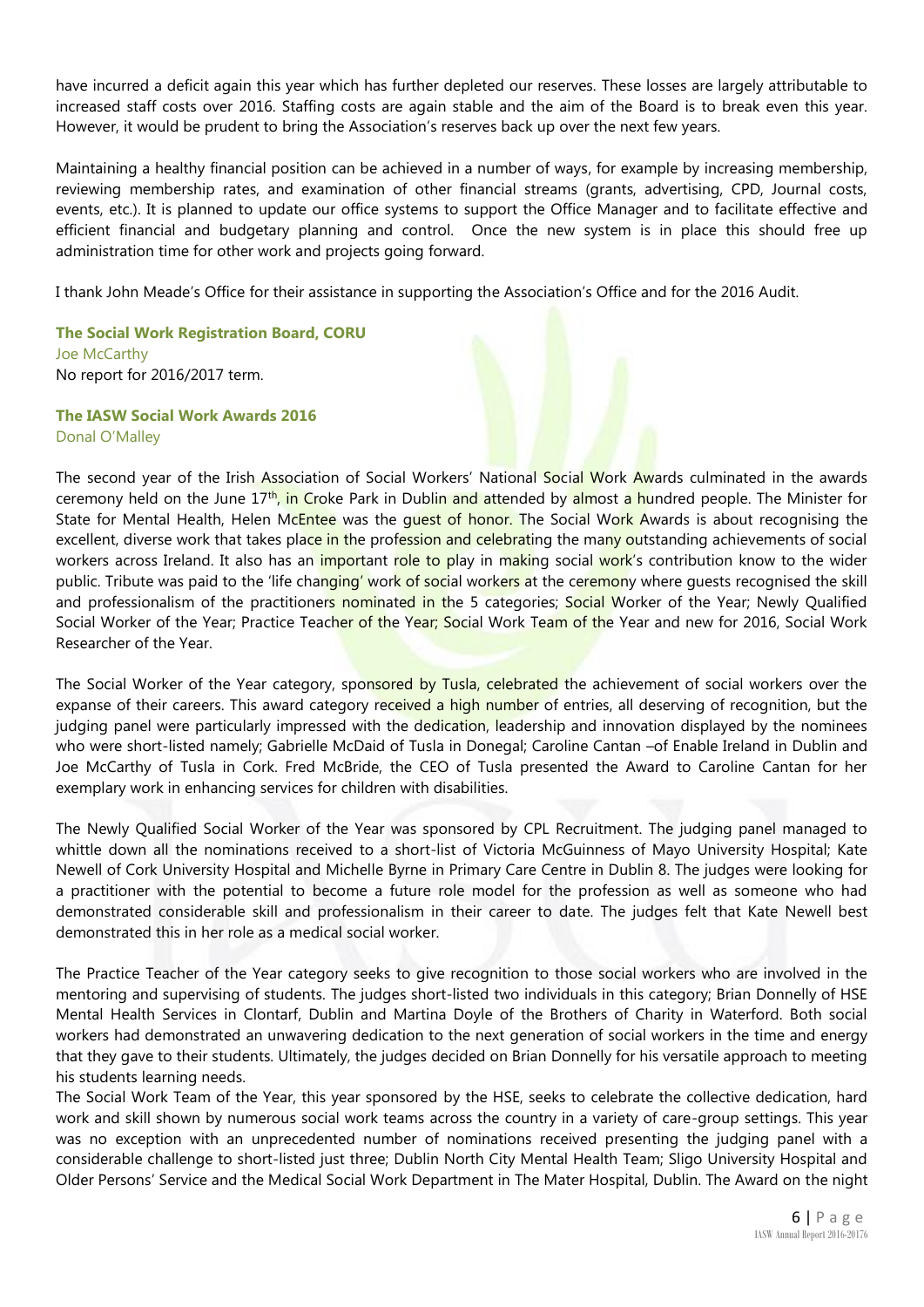have incurred a deficit again this year which has further depleted our reserves. These losses are largely attributable to increased staff costs over 2016. Staffing costs are again stable and the aim of the Board is to break even this year. However, it would be prudent to bring the Association's reserves back up over the next few years.

Maintaining a healthy financial position can be achieved in a number of ways, for example by increasing membership, reviewing membership rates, and examination of other financial streams (grants, advertising, CPD, Journal costs, events, etc.). It is planned to update our office systems to support the Office Manager and to facilitate effective and efficient financial and budgetary planning and control. Once the new system is in place this should free up administration time for other work and projects going forward.

I thank John Meade's Office for their assistance in supporting the Association's Office and for the 2016 Audit.

**The Social Work Registration Board, CORU**
Joe McCarthy
No report for 2016/2017 term.

**The IASW Social Work Awards 2016**
Donal O'Malley

The second year of the Irish Association of Social Workers' National Social Work Awards culminated in the awards ceremony held on the June 17th, in Croke Park in Dublin and attended by almost a hundred people. The Minister for State for Mental Health, Helen McEntee was the guest of honor. The Social Work Awards is about recognising the excellent, diverse work that takes place in the profession and celebrating the many outstanding achievements of social workers across Ireland. It also has an important role to play in making social work's contribution know to the wider public. Tribute was paid to the 'life changing' work of social workers at the ceremony where guests recognised the skill and professionalism of the practitioners nominated in the 5 categories; Social Worker of the Year; Newly Qualified Social Worker of the Year; Practice Teacher of the Year; Social Work Team of the Year and new for 2016, Social Work Researcher of the Year.

The Social Worker of the Year category, sponsored by Tusla, celebrated the achievement of social workers over the expanse of their careers. This award category received a high number of entries, all deserving of recognition, but the judging panel were particularly impressed with the dedication, leadership and innovation displayed by the nominees who were short-listed namely; Gabrielle McDaid of Tusla in Donegal; Caroline Cantan –of Enable Ireland in Dublin and Joe McCarthy of Tusla in Cork. Fred McBride, the CEO of Tusla presented the Award to Caroline Cantan for her exemplary work in enhancing services for children with disabilities.

The Newly Qualified Social Worker of the Year was sponsored by CPL Recruitment. The judging panel managed to whittle down all the nominations received to a short-list of Victoria McGuinness of Mayo University Hospital; Kate Newell of Cork University Hospital and Michelle Byrne in Primary Care Centre in Dublin 8. The judges were looking for a practitioner with the potential to become a future role model for the profession as well as someone who had demonstrated considerable skill and professionalism in their career to date. The judges felt that Kate Newell best demonstrated this in her role as a medical social worker.

The Practice Teacher of the Year category seeks to give recognition to those social workers who are involved in the mentoring and supervising of students. The judges short-listed two individuals in this category; Brian Donnelly of HSE Mental Health Services in Clontarf, Dublin and Martina Doyle of the Brothers of Charity in Waterford. Both social workers had demonstrated an unwavering dedication to the next generation of social workers in the time and energy that they gave to their students. Ultimately, the judges decided on Brian Donnelly for his versatile approach to meeting his students learning needs.

The Social Work Team of the Year, this year sponsored by the HSE, seeks to celebrate the collective dedication, hard work and skill shown by numerous social work teams across the country in a variety of care-group settings. This year was no exception with an unprecedented number of nominations received presenting the judging panel with a considerable challenge to short-listed just three; Dublin North City Mental Health Team; Sligo University Hospital and Older Persons' Service and the Medical Social Work Department in The Mater Hospital, Dublin. The Award on the night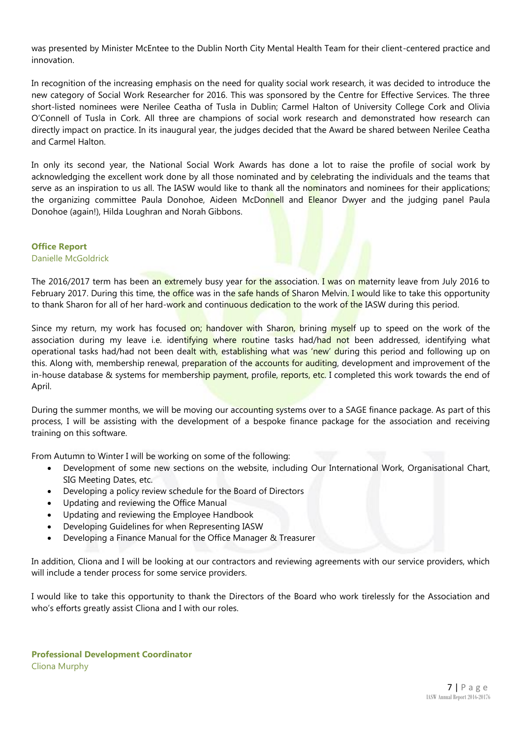was presented by Minister McEntee to the Dublin North City Mental Health Team for their client-centered practice and innovation.

In recognition of the increasing emphasis on the need for quality social work research, it was decided to introduce the new category of Social Work Researcher for 2016. This was sponsored by the Centre for Effective Services. The three short-listed nominees were Nerilee Ceatha of Tusla in Dublin; Carmel Halton of University College Cork and Olivia O'Connell of Tusla in Cork. All three are champions of social work research and demonstrated how research can directly impact on practice. In its inaugural year, the judges decided that the Award be shared between Nerilee Ceatha and Carmel Halton.

In only its second year, the National Social Work Awards has done a lot to raise the profile of social work by acknowledging the excellent work done by all those nominated and by celebrating the individuals and the teams that serve as an inspiration to us all. The IASW would like to thank all the nominators and nominees for their applications; the organizing committee Paula Donohoe, Aideen McDonnell and Eleanor Dwyer and the judging panel Paula Donohoe (again!), Hilda Loughran and Norah Gibbons.

## Office Report

Danielle McGoldrick

The 2016/2017 term has been an extremely busy year for the association. I was on maternity leave from July 2016 to February 2017. During this time, the office was in the safe hands of Sharon Melvin. I would like to take this opportunity to thank Sharon for all of her hard-work and continuous dedication to the work of the IASW during this period.

Since my return, my work has focused on; handover with Sharon, brining myself up to speed on the work of the association during my leave i.e. identifying where routine tasks had/had not been addressed, identifying what operational tasks had/had not been dealt with, establishing what was 'new' during this period and following up on this. Along with, membership renewal, preparation of the accounts for auditing, development and improvement of the in-house database & systems for membership payment, profile, reports, etc. I completed this work towards the end of April.

During the summer months, we will be moving our accounting systems over to a SAGE finance package. As part of this process, I will be assisting with the development of a bespoke finance package for the association and receiving training on this software.

From Autumn to Winter I will be working on some of the following:

- Development of some new sections on the website, including Our International Work, Organisational Chart, SIG Meeting Dates, etc.
- Developing a policy review schedule for the Board of Directors
- Updating and reviewing the Office Manual
- Updating and reviewing the Employee Handbook
- Developing Guidelines for when Representing IASW
- Developing a Finance Manual for the Office Manager & Treasurer

In addition, Cliona and I will be looking at our contractors and reviewing agreements with our service providers, which will include a tender process for some service providers.

I would like to take this opportunity to thank the Directors of the Board who work tirelessly for the Association and who's efforts greatly assist Cliona and I with our roles.

## Professional Development Coordinator

Cliona Murphy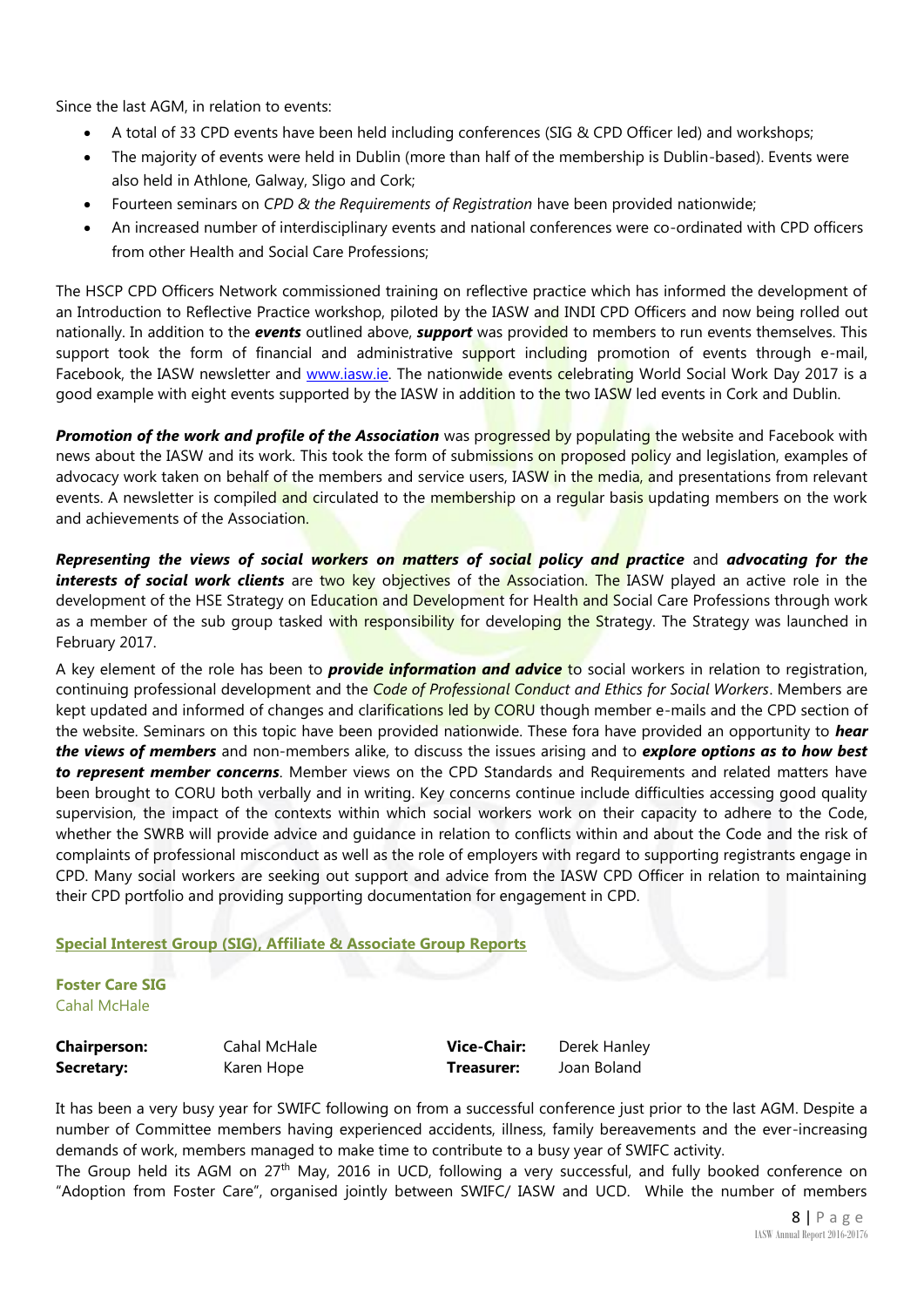Since the last AGM, in relation to events:

- A total of 33 CPD events have been held including conferences (SIG & CPD Officer led) and workshops;
- The majority of events were held in Dublin (more than half of the membership is Dublin-based). Events were also held in Athlone, Galway, Sligo and Cork;
- Fourteen seminars on *CPD & the Requirements of Registration* have been provided nationwide;
- An increased number of interdisciplinary events and national conferences were co-ordinated with CPD officers from other Health and Social Care Professions;

The HSCP CPD Officers Network commissioned training on reflective practice which has informed the development of an Introduction to Reflective Practice workshop, piloted by the IASW and INDI CPD Officers and now being rolled out nationally. In addition to the ***events*** outlined above, ***support*** was provided to members to run events themselves. This support took the form of financial and administrative support including promotion of events through e-mail, Facebook, the IASW newsletter and www.iasw.ie. The nationwide events celebrating World Social Work Day 2017 is a good example with eight events supported by the IASW in addition to the two IASW led events in Cork and Dublin.

***Promotion of the work and profile of the Association*** was progressed by populating the website and Facebook with news about the IASW and its work. This took the form of submissions on proposed policy and legislation, examples of advocacy work taken on behalf of the members and service users, IASW in the media, and presentations from relevant events. A newsletter is compiled and circulated to the membership on a regular basis updating members on the work and achievements of the Association.

***Representing the views of social workers on matters of social policy and practice*** and ***advocating for the interests of social work clients*** are two key objectives of the Association. The IASW played an active role in the development of the HSE Strategy on Education and Development for Health and Social Care Professions through work as a member of the sub group tasked with responsibility for developing the Strategy. The Strategy was launched in February 2017.

A key element of the role has been to ***provide information and advice*** to social workers in relation to registration, continuing professional development and the *Code of Professional Conduct and Ethics for Social Workers*. Members are kept updated and informed of changes and clarifications led by CORU though member e-mails and the CPD section of the website. Seminars on this topic have been provided nationwide. These fora have provided an opportunity to ***hear the views of members*** and non-members alike, to discuss the issues arising and to ***explore options as to how best to represent member concerns***. Member views on the CPD Standards and Requirements and related matters have been brought to CORU both verbally and in writing. Key concerns continue include difficulties accessing good quality supervision, the impact of the contexts within which social workers work on their capacity to adhere to the Code, whether the SWRB will provide advice and guidance in relation to conflicts within and about the Code and the risk of complaints of professional misconduct as well as the role of employers with regard to supporting registrants engage in CPD. Many social workers are seeking out support and advice from the IASW CPD Officer in relation to maintaining their CPD portfolio and providing supporting documentation for engagement in CPD.

## Special Interest Group (SIG), Affiliate & Associate Group Reports

### Foster Care SIG

Cahal McHale

| | | | |
|---|---|---|---|
| **Chairperson:** | Cahal McHale | **Vice-Chair:** | Derek Hanley |
| **Secretary:** | Karen Hope | **Treasurer:** | Joan Boland |

It has been a very busy year for SWIFC following on from a successful conference just prior to the last AGM. Despite a number of Committee members having experienced accidents, illness, family bereavements and the ever-increasing demands of work, members managed to make time to contribute to a busy year of SWIFC activity.

The Group held its AGM on 27th May, 2016 in UCD, following a very successful, and fully booked conference on "Adoption from Foster Care", organised jointly between SWIFC/ IASW and UCD. While the number of members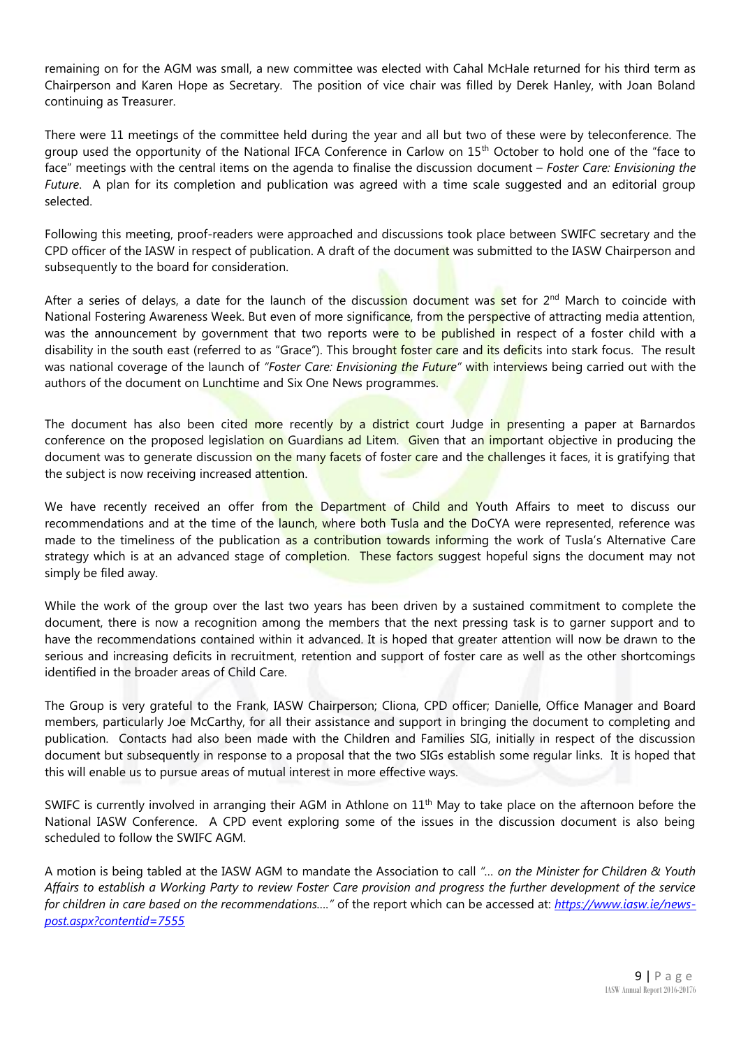remaining on for the AGM was small, a new committee was elected with Cahal McHale returned for his third term as Chairperson and Karen Hope as Secretary. The position of vice chair was filled by Derek Hanley, with Joan Boland continuing as Treasurer.

There were 11 meetings of the committee held during the year and all but two of these were by teleconference. The group used the opportunity of the National IFCA Conference in Carlow on 15th October to hold one of the "face to face" meetings with the central items on the agenda to finalise the discussion document – *Foster Care: Envisioning the Future*. A plan for its completion and publication was agreed with a time scale suggested and an editorial group selected.

Following this meeting, proof-readers were approached and discussions took place between SWIFC secretary and the CPD officer of the IASW in respect of publication. A draft of the document was submitted to the IASW Chairperson and subsequently to the board for consideration.

After a series of delays, a date for the launch of the discussion document was set for 2nd March to coincide with National Fostering Awareness Week. But even of more significance, from the perspective of attracting media attention, was the announcement by government that two reports were to be published in respect of a foster child with a disability in the south east (referred to as "Grace"). This brought foster care and its deficits into stark focus. The result was national coverage of the launch of *"Foster Care: Envisioning the Future"* with interviews being carried out with the authors of the document on Lunchtime and Six One News programmes.

The document has also been cited more recently by a district court Judge in presenting a paper at Barnardos conference on the proposed legislation on Guardians ad Litem. Given that an important objective in producing the document was to generate discussion on the many facets of foster care and the challenges it faces, it is gratifying that the subject is now receiving increased attention.

We have recently received an offer from the Department of Child and Youth Affairs to meet to discuss our recommendations and at the time of the launch, where both Tusla and the DoCYA were represented, reference was made to the timeliness of the publication as a contribution towards informing the work of Tusla's Alternative Care strategy which is at an advanced stage of completion. These factors suggest hopeful signs the document may not simply be filed away.

While the work of the group over the last two years has been driven by a sustained commitment to complete the document, there is now a recognition among the members that the next pressing task is to garner support and to have the recommendations contained within it advanced. It is hoped that greater attention will now be drawn to the serious and increasing deficits in recruitment, retention and support of foster care as well as the other shortcomings identified in the broader areas of Child Care.

The Group is very grateful to the Frank, IASW Chairperson; Cliona, CPD officer; Danielle, Office Manager and Board members, particularly Joe McCarthy, for all their assistance and support in bringing the document to completing and publication. Contacts had also been made with the Children and Families SIG, initially in respect of the discussion document but subsequently in response to a proposal that the two SIGs establish some regular links. It is hoped that this will enable us to pursue areas of mutual interest in more effective ways.

SWIFC is currently involved in arranging their AGM in Athlone on 11th May to take place on the afternoon before the National IASW Conference. A CPD event exploring some of the issues in the discussion document is also being scheduled to follow the SWIFC AGM.

A motion is being tabled at the IASW AGM to mandate the Association to call *"... on the Minister for Children & Youth Affairs to establish a Working Party to review Foster Care provision and progress the further development of the service for children in care based on the recommendations...."* of the report which can be accessed at: [https://www.iasw.ie/news-post.aspx?contentid=7555](https://www.iasw.ie/news-post.aspx?contentid=7555)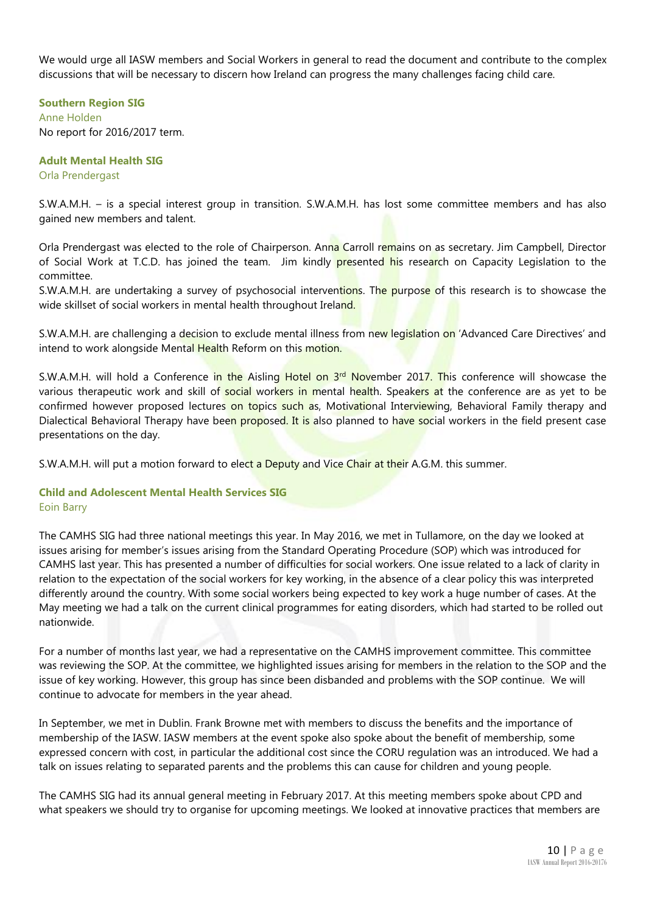We would urge all IASW members and Social Workers in general to read the document and contribute to the complex discussions that will be necessary to discern how Ireland can progress the many challenges facing child care.

### Southern Region SIG

Anne Holden

No report for 2016/2017 term.

### Adult Mental Health SIG

Orla Prendergast

S.W.A.M.H. – is a special interest group in transition. S.W.A.M.H. has lost some committee members and has also gained new members and talent.

Orla Prendergast was elected to the role of Chairperson. Anna Carroll remains on as secretary. Jim Campbell, Director of Social Work at T.C.D. has joined the team. Jim kindly presented his research on Capacity Legislation to the committee.

S.W.A.M.H. are undertaking a survey of psychosocial interventions. The purpose of this research is to showcase the wide skillset of social workers in mental health throughout Ireland.

S.W.A.M.H. are challenging a decision to exclude mental illness from new legislation on 'Advanced Care Directives' and intend to work alongside Mental Health Reform on this motion.

S.W.A.M.H. will hold a Conference in the Aisling Hotel on 3rd November 2017. This conference will showcase the various therapeutic work and skill of social workers in mental health. Speakers at the conference are as yet to be confirmed however proposed lectures on topics such as, Motivational Interviewing, Behavioral Family therapy and Dialectical Behavioral Therapy have been proposed. It is also planned to have social workers in the field present case presentations on the day.

S.W.A.M.H. will put a motion forward to elect a Deputy and Vice Chair at their A.G.M. this summer.

### Child and Adolescent Mental Health Services SIG

Eoin Barry

The CAMHS SIG had three national meetings this year. In May 2016, we met in Tullamore, on the day we looked at issues arising for member's issues arising from the Standard Operating Procedure (SOP) which was introduced for CAMHS last year. This has presented a number of difficulties for social workers. One issue related to a lack of clarity in relation to the expectation of the social workers for key working, in the absence of a clear policy this was interpreted differently around the country. With some social workers being expected to key work a huge number of cases. At the May meeting we had a talk on the current clinical programmes for eating disorders, which had started to be rolled out nationwide.

For a number of months last year, we had a representative on the CAMHS improvement committee. This committee was reviewing the SOP. At the committee, we highlighted issues arising for members in the relation to the SOP and the issue of key working. However, this group has since been disbanded and problems with the SOP continue. We will continue to advocate for members in the year ahead.

In September, we met in Dublin. Frank Browne met with members to discuss the benefits and the importance of membership of the IASW. IASW members at the event spoke also spoke about the benefit of membership, some expressed concern with cost, in particular the additional cost since the CORU regulation was an introduced. We had a talk on issues relating to separated parents and the problems this can cause for children and young people.

The CAMHS SIG had its annual general meeting in February 2017. At this meeting members spoke about CPD and what speakers we should try to organise for upcoming meetings. We looked at innovative practices that members are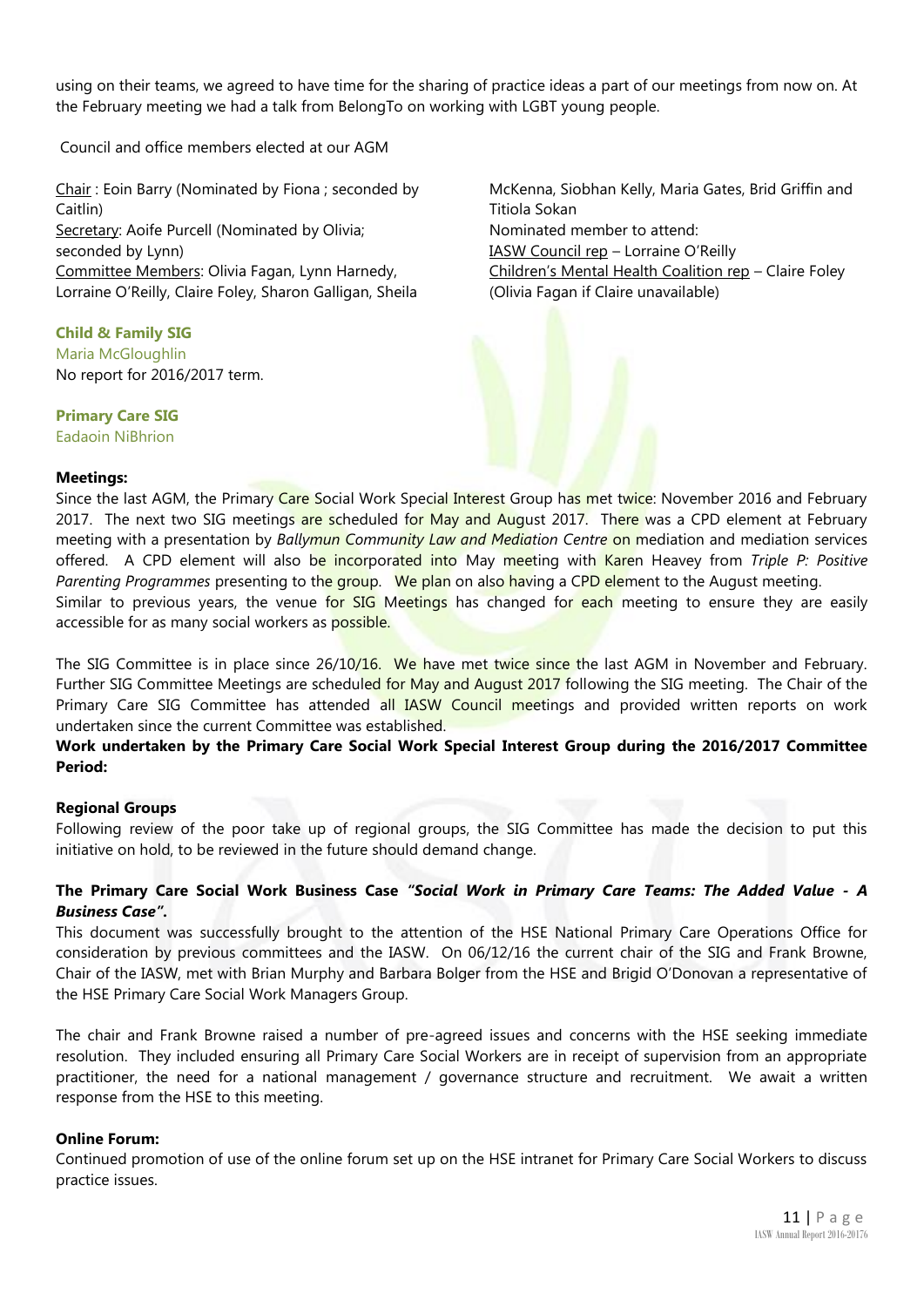using on their teams, we agreed to have time for the sharing of practice ideas a part of our meetings from now on. At the February meeting we had a talk from BelongTo on working with LGBT young people.

Council and office members elected at our AGM

Chair : Eoin Barry (Nominated by Fiona ; seconded by Caitlin)
Secretary: Aoife Purcell (Nominated by Olivia; seconded by Lynn)
Committee Members: Olivia Fagan, Lynn Harnedy, Lorraine O'Reilly, Claire Foley, Sharon Galligan, Sheila McKenna, Siobhan Kelly, Maria Gates, Brid Griffin and Titiola Sokan
Nominated member to attend:
IASW Council rep – Lorraine O'Reilly
Children's Mental Health Coalition rep – Claire Foley (Olivia Fagan if Claire unavailable)

### Child & Family SIG

Maria McGloughlin

No report for 2016/2017 term.

### Primary Care SIG

Eadaoin NiBhrion

**Meetings:**

Since the last AGM, the Primary Care Social Work Special Interest Group has met twice: November 2016 and February 2017. The next two SIG meetings are scheduled for May and August 2017. There was a CPD element at February meeting with a presentation by *Ballymun Community Law and Mediation Centre* on mediation and mediation services offered. A CPD element will also be incorporated into May meeting with Karen Heavey from *Triple P: Positive Parenting Programmes* presenting to the group. We plan on also having a CPD element to the August meeting.
Similar to previous years, the venue for SIG Meetings has changed for each meeting to ensure they are easily accessible for as many social workers as possible.

The SIG Committee is in place since 26/10/16. We have met twice since the last AGM in November and February. Further SIG Committee Meetings are scheduled for May and August 2017 following the SIG meeting. The Chair of the Primary Care SIG Committee has attended all IASW Council meetings and provided written reports on work undertaken since the current Committee was established.

**Work undertaken by the Primary Care Social Work Special Interest Group during the 2016/2017 Committee Period:**

**Regional Groups**

Following review of the poor take up of regional groups, the SIG Committee has made the decision to put this initiative on hold, to be reviewed in the future should demand change.

**The Primary Care Social Work Business Case *"Social Work in Primary Care Teams: The Added Value - A Business Case"*.**

This document was successfully brought to the attention of the HSE National Primary Care Operations Office for consideration by previous committees and the IASW. On 06/12/16 the current chair of the SIG and Frank Browne, Chair of the IASW, met with Brian Murphy and Barbara Bolger from the HSE and Brigid O'Donovan a representative of the HSE Primary Care Social Work Managers Group.

The chair and Frank Browne raised a number of pre-agreed issues and concerns with the HSE seeking immediate resolution. They included ensuring all Primary Care Social Workers are in receipt of supervision from an appropriate practitioner, the need for a national management / governance structure and recruitment. We await a written response from the HSE to this meeting.

**Online Forum:**

Continued promotion of use of the online forum set up on the HSE intranet for Primary Care Social Workers to discuss practice issues.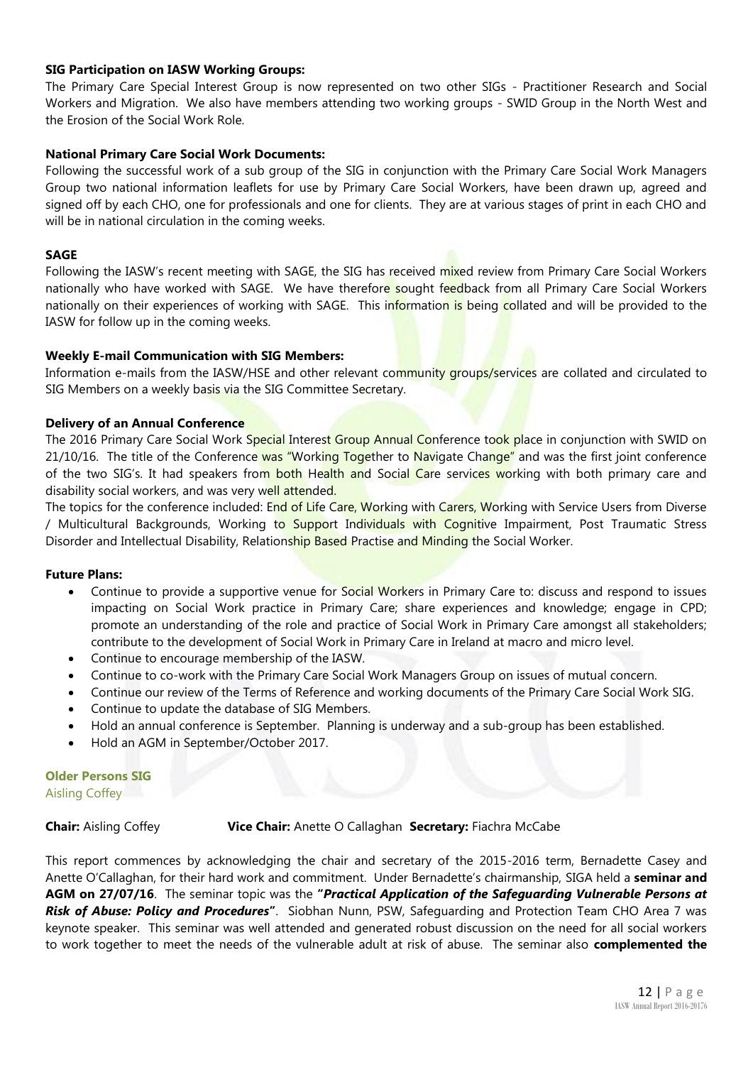**SIG Participation on IASW Working Groups:**

The Primary Care Special Interest Group is now represented on two other SIGs - Practitioner Research and Social Workers and Migration. We also have members attending two working groups - SWID Group in the North West and the Erosion of the Social Work Role.

**National Primary Care Social Work Documents:**

Following the successful work of a sub group of the SIG in conjunction with the Primary Care Social Work Managers Group two national information leaflets for use by Primary Care Social Workers, have been drawn up, agreed and signed off by each CHO, one for professionals and one for clients. They are at various stages of print in each CHO and will be in national circulation in the coming weeks.

**SAGE**

Following the IASW's recent meeting with SAGE, the SIG has received mixed review from Primary Care Social Workers nationally who have worked with SAGE. We have therefore sought feedback from all Primary Care Social Workers nationally on their experiences of working with SAGE. This information is being collated and will be provided to the IASW for follow up in the coming weeks.

**Weekly E-mail Communication with SIG Members:**

Information e-mails from the IASW/HSE and other relevant community groups/services are collated and circulated to SIG Members on a weekly basis via the SIG Committee Secretary.

**Delivery of an Annual Conference**

The 2016 Primary Care Social Work Special Interest Group Annual Conference took place in conjunction with SWID on 21/10/16. The title of the Conference was "Working Together to Navigate Change" and was the first joint conference of the two SIG's. It had speakers from both Health and Social Care services working with both primary care and disability social workers, and was very well attended.

The topics for the conference included: End of Life Care, Working with Carers, Working with Service Users from Diverse / Multicultural Backgrounds, Working to Support Individuals with Cognitive Impairment, Post Traumatic Stress Disorder and Intellectual Disability, Relationship Based Practise and Minding the Social Worker.

**Future Plans:**

- Continue to provide a supportive venue for Social Workers in Primary Care to: discuss and respond to issues impacting on Social Work practice in Primary Care; share experiences and knowledge; engage in CPD; promote an understanding of the role and practice of Social Work in Primary Care amongst all stakeholders; contribute to the development of Social Work in Primary Care in Ireland at macro and micro level.
- Continue to encourage membership of the IASW.
- Continue to co-work with the Primary Care Social Work Managers Group on issues of mutual concern.
- Continue our review of the Terms of Reference and working documents of the Primary Care Social Work SIG.
- Continue to update the database of SIG Members.
- Hold an annual conference is September. Planning is underway and a sub-group has been established.
- Hold an AGM in September/October 2017.

## Older Persons SIG

Aisling Coffey

**Chair:** Aisling Coffey **Vice Chair:** Anette O Callaghan **Secretary:** Fiachra McCabe

This report commences by acknowledging the chair and secretary of the 2015-2016 term, Bernadette Casey and Anette O'Callaghan, for their hard work and commitment. Under Bernadette's chairmanship, SIGA held a **seminar and AGM on 27/07/16**. The seminar topic was the **"*Practical Application of the Safeguarding Vulnerable Persons at Risk of Abuse: Policy and Procedures*"**. Siobhan Nunn, PSW, Safeguarding and Protection Team CHO Area 7 was keynote speaker. This seminar was well attended and generated robust discussion on the need for all social workers to work together to meet the needs of the vulnerable adult at risk of abuse. The seminar also **complemented the**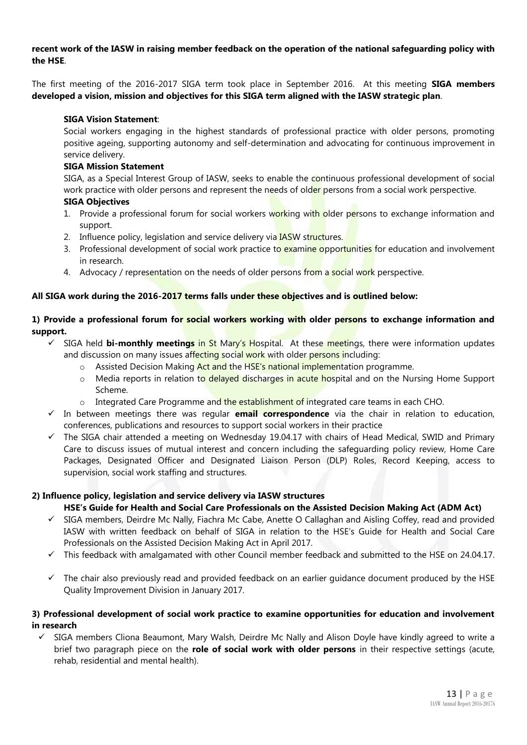**recent work of the IASW in raising member feedback on the operation of the national safeguarding policy with the HSE**.

The first meeting of the 2016-2017 SIGA term took place in September 2016. At this meeting **SIGA members developed a vision, mission and objectives for this SIGA term aligned with the IASW strategic plan**.

**SIGA Vision Statement**:
Social workers engaging in the highest standards of professional practice with older persons, promoting positive ageing, supporting autonomy and self-determination and advocating for continuous improvement in service delivery.

**SIGA Mission Statement**
SIGA, as a Special Interest Group of IASW, seeks to enable the continuous professional development of social work practice with older persons and represent the needs of older persons from a social work perspective.

**SIGA Objectives**

1. Provide a professional forum for social workers working with older persons to exchange information and support.
2. Influence policy, legislation and service delivery via IASW structures.
3. Professional development of social work practice to examine opportunities for education and involvement in research.
4. Advocacy / representation on the needs of older persons from a social work perspective.

**All SIGA work during the 2016-2017 terms falls under these objectives and is outlined below:**

**1) Provide a professional forum for social workers working with older persons to exchange information and support.**

- ✓ SIGA held **bi-monthly meetings** in St Mary's Hospital. At these meetings, there were information updates and discussion on many issues affecting social work with older persons including:
  - Assisted Decision Making Act and the HSE's national implementation programme.
  - Media reports in relation to delayed discharges in acute hospital and on the Nursing Home Support Scheme.
  - Integrated Care Programme and the establishment of integrated care teams in each CHO.
- ✓ In between meetings there was regular **email correspondence** via the chair in relation to education, conferences, publications and resources to support social workers in their practice
- ✓ The SIGA chair attended a meeting on Wednesday 19.04.17 with chairs of Head Medical, SWID and Primary Care to discuss issues of mutual interest and concern including the safeguarding policy review, Home Care Packages, Designated Officer and Designated Liaison Person (DLP) Roles, Record Keeping, access to supervision, social work staffing and structures.

**2) Influence policy, legislation and service delivery via IASW structures**

**HSE's Guide for Health and Social Care Professionals on the Assisted Decision Making Act (ADM Act)**

- ✓ SIGA members, Deirdre Mc Nally, Fiachra Mc Cabe, Anette O Callaghan and Aisling Coffey, read and provided IASW with written feedback on behalf of SIGA in relation to the HSE's Guide for Health and Social Care Professionals on the Assisted Decision Making Act in April 2017.
- ✓ This feedback with amalgamated with other Council member feedback and submitted to the HSE on 24.04.17.
- ✓ The chair also previously read and provided feedback on an earlier guidance document produced by the HSE Quality Improvement Division in January 2017.

**3) Professional development of social work practice to examine opportunities for education and involvement in research**

- ✓ SIGA members Cliona Beaumont, Mary Walsh, Deirdre Mc Nally and Alison Doyle have kindly agreed to write a brief two paragraph piece on the **role of social work with older persons** in their respective settings (acute, rehab, residential and mental health).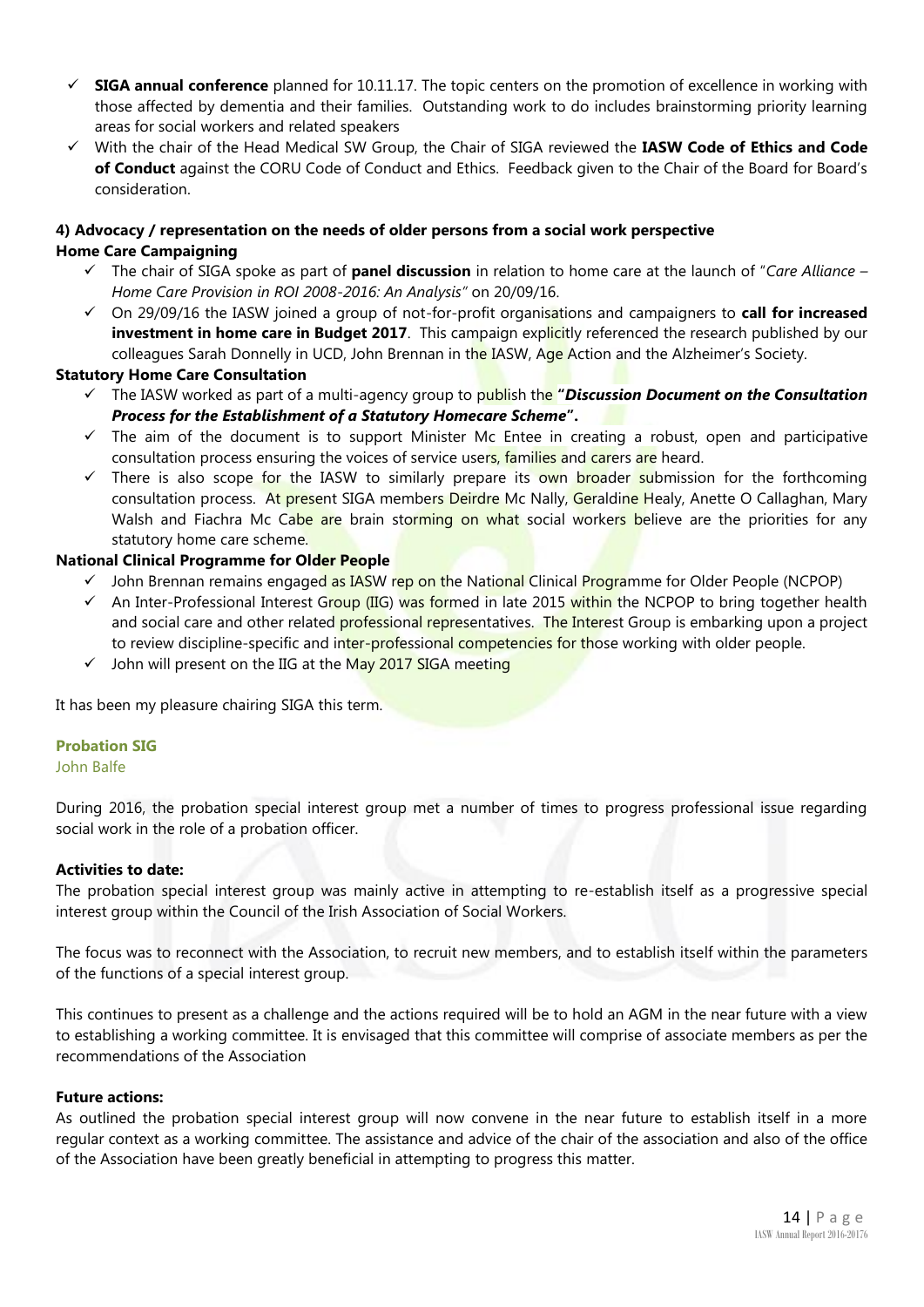- **SIGA annual conference** planned for 10.11.17. The topic centers on the promotion of excellence in working with those affected by dementia and their families. Outstanding work to do includes brainstorming priority learning areas for social workers and related speakers
- With the chair of the Head Medical SW Group, the Chair of SIGA reviewed the **IASW Code of Ethics and Code of Conduct** against the CORU Code of Conduct and Ethics. Feedback given to the Chair of the Board for Board's consideration.

**4) Advocacy / representation on the needs of older persons from a social work perspective**

**Home Care Campaigning**

- The chair of SIGA spoke as part of **panel discussion** in relation to home care at the launch of "*Care Alliance – Home Care Provision in ROI 2008-2016: An Analysis*" on 20/09/16.
- On 29/09/16 the IASW joined a group of not-for-profit organisations and campaigners to **call for increased investment in home care in Budget 2017**. This campaign explicitly referenced the research published by our colleagues Sarah Donnelly in UCD, John Brennan in the IASW, Age Action and the Alzheimer's Society.

**Statutory Home Care Consultation**

- The IASW worked as part of a multi-agency group to publish the **"*Discussion Document on the Consultation Process for the Establishment of a Statutory Homecare Scheme*".**
- The aim of the document is to support Minister Mc Entee in creating a robust, open and participative consultation process ensuring the voices of service users, families and carers are heard.
- There is also scope for the IASW to similarly prepare its own broader submission for the forthcoming consultation process. At present SIGA members Deirdre Mc Nally, Geraldine Healy, Anette O Callaghan, Mary Walsh and Fiachra Mc Cabe are brain storming on what social workers believe are the priorities for any statutory home care scheme.

**National Clinical Programme for Older People**

- John Brennan remains engaged as IASW rep on the National Clinical Programme for Older People (NCPOP)
- An Inter-Professional Interest Group (IIG) was formed in late 2015 within the NCPOP to bring together health and social care and other related professional representatives. The Interest Group is embarking upon a project to review discipline-specific and inter-professional competencies for those working with older people.
- John will present on the IIG at the May 2017 SIGA meeting

It has been my pleasure chairing SIGA this term.

### Probation SIG

John Balfe

During 2016, the probation special interest group met a number of times to progress professional issue regarding social work in the role of a probation officer.

**Activities to date:**

The probation special interest group was mainly active in attempting to re-establish itself as a progressive special interest group within the Council of the Irish Association of Social Workers.

The focus was to reconnect with the Association, to recruit new members, and to establish itself within the parameters of the functions of a special interest group.

This continues to present as a challenge and the actions required will be to hold an AGM in the near future with a view to establishing a working committee. It is envisaged that this committee will comprise of associate members as per the recommendations of the Association

**Future actions:**

As outlined the probation special interest group will now convene in the near future to establish itself in a more regular context as a working committee. The assistance and advice of the chair of the association and also of the office of the Association have been greatly beneficial in attempting to progress this matter.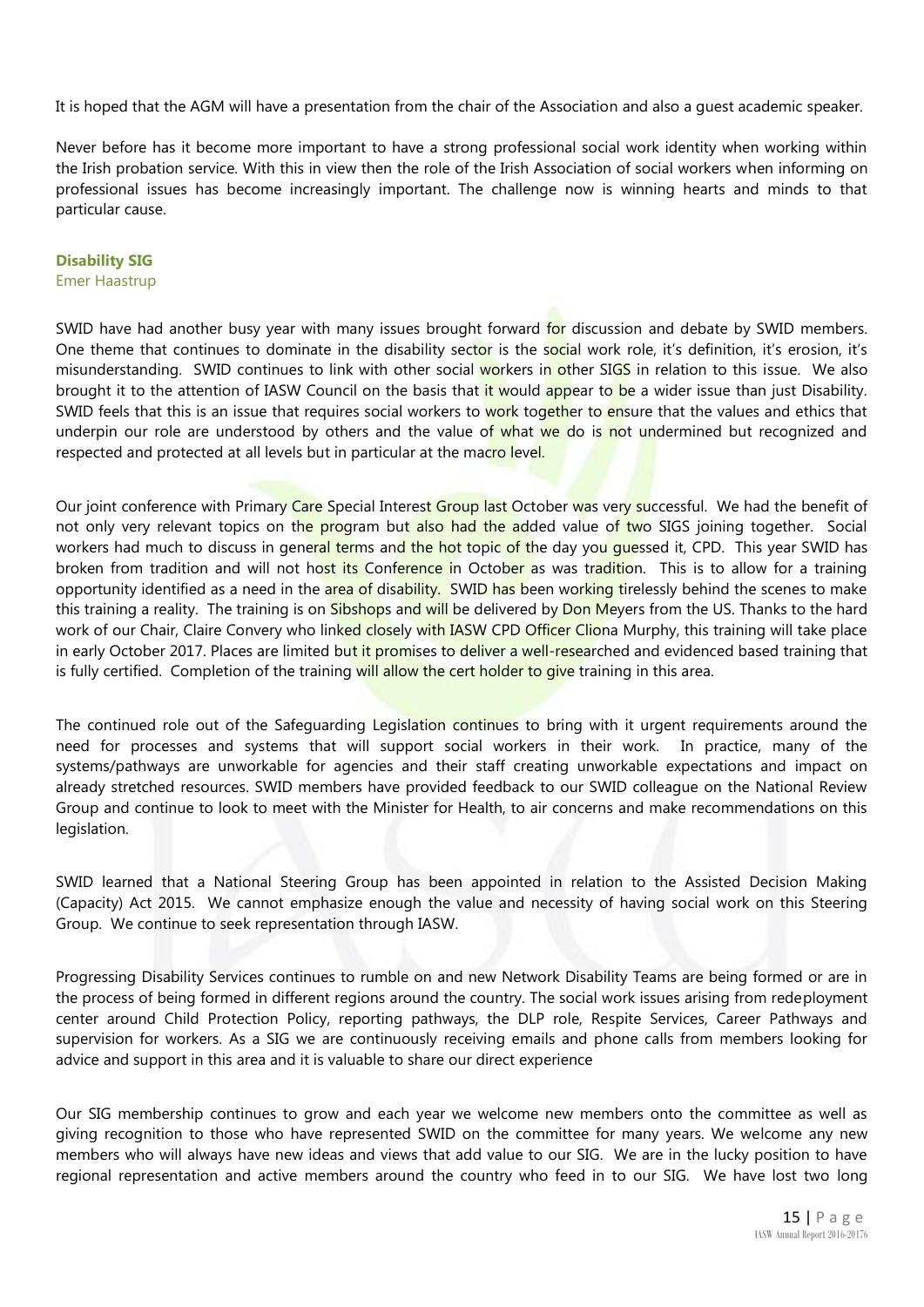It is hoped that the AGM will have a presentation from the chair of the Association and also a guest academic speaker.

Never before has it become more important to have a strong professional social work identity when working within the Irish probation service. With this in view then the role of the Irish Association of social workers when informing on professional issues has become increasingly important. The challenge now is winning hearts and minds to that particular cause.

### Disability SIG

Emer Haastrup

SWID have had another busy year with many issues brought forward for discussion and debate by SWID members. One theme that continues to dominate in the disability sector is the social work role, it's definition, it's erosion, it's misunderstanding. SWID continues to link with other social workers in other SIGS in relation to this issue. We also brought it to the attention of IASW Council on the basis that it would appear to be a wider issue than just Disability. SWID feels that this is an issue that requires social workers to work together to ensure that the values and ethics that underpin our role are understood by others and the value of what we do is not undermined but recognized and respected and protected at all levels but in particular at the macro level.

Our joint conference with Primary Care Special Interest Group last October was very successful. We had the benefit of not only very relevant topics on the program but also had the added value of two SIGS joining together. Social workers had much to discuss in general terms and the hot topic of the day you guessed it, CPD. This year SWID has broken from tradition and will not host its Conference in October as was tradition. This is to allow for a training opportunity identified as a need in the area of disability. SWID has been working tirelessly behind the scenes to make this training a reality. The training is on Sibshops and will be delivered by Don Meyers from the US. Thanks to the hard work of our Chair, Claire Convery who linked closely with IASW CPD Officer Cliona Murphy, this training will take place in early October 2017. Places are limited but it promises to deliver a well-researched and evidenced based training that is fully certified. Completion of the training will allow the cert holder to give training in this area.

The continued role out of the Safeguarding Legislation continues to bring with it urgent requirements around the need for processes and systems that will support social workers in their work. In practice, many of the systems/pathways are unworkable for agencies and their staff creating unworkable expectations and impact on already stretched resources. SWID members have provided feedback to our SWID colleague on the National Review Group and continue to look to meet with the Minister for Health, to air concerns and make recommendations on this legislation.

SWID learned that a National Steering Group has been appointed in relation to the Assisted Decision Making (Capacity) Act 2015. We cannot emphasize enough the value and necessity of having social work on this Steering Group. We continue to seek representation through IASW.

Progressing Disability Services continues to rumble on and new Network Disability Teams are being formed or are in the process of being formed in different regions around the country. The social work issues arising from redeployment center around Child Protection Policy, reporting pathways, the DLP role, Respite Services, Career Pathways and supervision for workers. As a SIG we are continuously receiving emails and phone calls from members looking for advice and support in this area and it is valuable to share our direct experience

Our SIG membership continues to grow and each year we welcome new members onto the committee as well as giving recognition to those who have represented SWID on the committee for many years. We welcome any new members who will always have new ideas and views that add value to our SIG. We are in the lucky position to have regional representation and active members around the country who feed in to our SIG. We have lost two long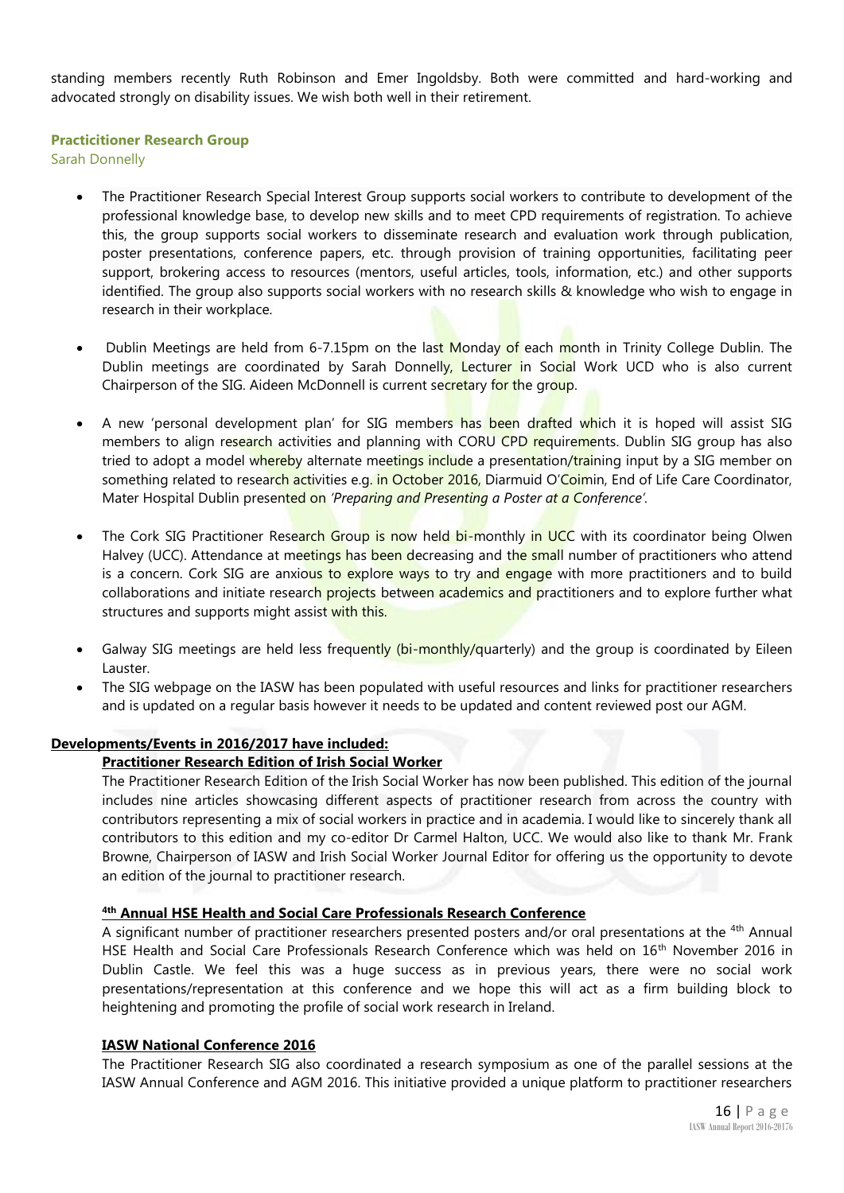standing members recently Ruth Robinson and Emer Ingoldsby. Both were committed and hard-working and advocated strongly on disability issues. We wish both well in their retirement.

### Practicitioner Research Group

Sarah Donnelly

- The Practitioner Research Special Interest Group supports social workers to contribute to development of the professional knowledge base, to develop new skills and to meet CPD requirements of registration. To achieve this, the group supports social workers to disseminate research and evaluation work through publication, poster presentations, conference papers, etc. through provision of training opportunities, facilitating peer support, brokering access to resources (mentors, useful articles, tools, information, etc.) and other supports identified. The group also supports social workers with no research skills & knowledge who wish to engage in research in their workplace.

- Dublin Meetings are held from 6-7.15pm on the last Monday of each month in Trinity College Dublin. The Dublin meetings are coordinated by Sarah Donnelly, Lecturer in Social Work UCD who is also current Chairperson of the SIG. Aideen McDonnell is current secretary for the group.

- A new 'personal development plan' for SIG members has been drafted which it is hoped will assist SIG members to align research activities and planning with CORU CPD requirements. Dublin SIG group has also tried to adopt a model whereby alternate meetings include a presentation/training input by a SIG member on something related to research activities e.g. in October 2016, Diarmuid O'Coimin, End of Life Care Coordinator, Mater Hospital Dublin presented on *'Preparing and Presenting a Poster at a Conference'*.

- The Cork SIG Practitioner Research Group is now held bi-monthly in UCC with its coordinator being Olwen Halvey (UCC). Attendance at meetings has been decreasing and the small number of practitioners who attend is a concern. Cork SIG are anxious to explore ways to try and engage with more practitioners and to build collaborations and initiate research projects between academics and practitioners and to explore further what structures and supports might assist with this.

- Galway SIG meetings are held less frequently (bi-monthly/quarterly) and the group is coordinated by Eileen Lauster.
- The SIG webpage on the IASW has been populated with useful resources and links for practitioner researchers and is updated on a regular basis however it needs to be updated and content reviewed post our AGM.

**Developments/Events in 2016/2017 have included:**

**Practitioner Research Edition of Irish Social Worker**

The Practitioner Research Edition of the Irish Social Worker has now been published. This edition of the journal includes nine articles showcasing different aspects of practitioner research from across the country with contributors representing a mix of social workers in practice and in academia. I would like to sincerely thank all contributors to this edition and my co-editor Dr Carmel Halton, UCC. We would also like to thank Mr. Frank Browne, Chairperson of IASW and Irish Social Worker Journal Editor for offering us the opportunity to devote an edition of the journal to practitioner research.

**4th Annual HSE Health and Social Care Professionals Research Conference**

A significant number of practitioner researchers presented posters and/or oral presentations at the 4th Annual HSE Health and Social Care Professionals Research Conference which was held on 16th November 2016 in Dublin Castle. We feel this was a huge success as in previous years, there were no social work presentations/representation at this conference and we hope this will act as a firm building block to heightening and promoting the profile of social work research in Ireland.

**IASW National Conference 2016**

The Practitioner Research SIG also coordinated a research symposium as one of the parallel sessions at the IASW Annual Conference and AGM 2016. This initiative provided a unique platform to practitioner researchers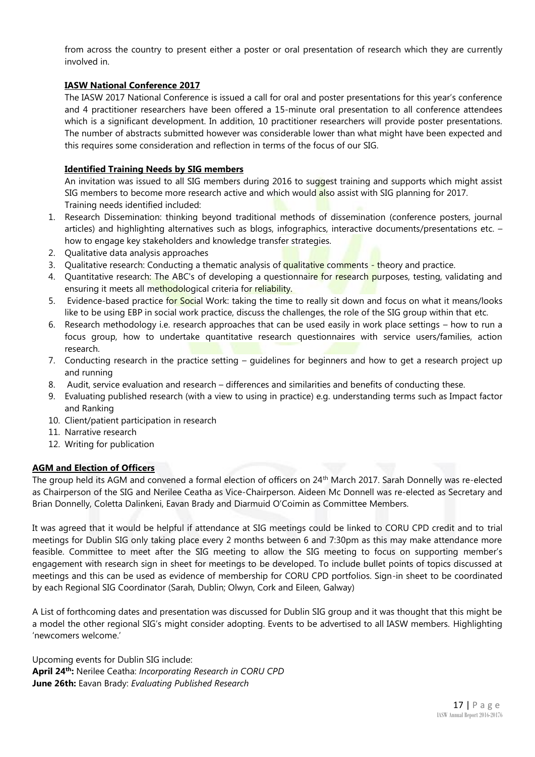from across the country to present either a poster or oral presentation of research which they are currently involved in.

**IASW National Conference 2017**

The IASW 2017 National Conference is issued a call for oral and poster presentations for this year's conference and 4 practitioner researchers have been offered a 15-minute oral presentation to all conference attendees which is a significant development. In addition, 10 practitioner researchers will provide poster presentations. The number of abstracts submitted however was considerable lower than what might have been expected and this requires some consideration and reflection in terms of the focus of our SIG.

**Identified Training Needs by SIG members**

An invitation was issued to all SIG members during 2016 to suggest training and supports which might assist SIG members to become more research active and which would also assist with SIG planning for 2017. Training needs identified included:

1. Research Dissemination: thinking beyond traditional methods of dissemination (conference posters, journal articles) and highlighting alternatives such as blogs, infographics, interactive documents/presentations etc. – how to engage key stakeholders and knowledge transfer strategies.
2. Qualitative data analysis approaches
3. Qualitative research: Conducting a thematic analysis of qualitative comments - theory and practice.
4. Quantitative research: The ABC's of developing a questionnaire for research purposes, testing, validating and ensuring it meets all methodological criteria for reliability.
5. Evidence-based practice for Social Work: taking the time to really sit down and focus on what it means/looks like to be using EBP in social work practice, discuss the challenges, the role of the SIG group within that etc.
6. Research methodology i.e. research approaches that can be used easily in work place settings – how to run a focus group, how to undertake quantitative research questionnaires with service users/families, action research.
7. Conducting research in the practice setting – guidelines for beginners and how to get a research project up and running
8. Audit, service evaluation and research – differences and similarities and benefits of conducting these.
9. Evaluating published research (with a view to using in practice) e.g. understanding terms such as Impact factor and Ranking
10. Client/patient participation in research
11. Narrative research
12. Writing for publication

**AGM and Election of Officers**

The group held its AGM and convened a formal election of officers on 24th March 2017. Sarah Donnelly was re-elected as Chairperson of the SIG and Nerilee Ceatha as Vice-Chairperson. Aideen Mc Donnell was re-elected as Secretary and Brian Donnelly, Coletta Dalinkeni, Eavan Brady and Diarmuid O'Coimin as Committee Members.

It was agreed that it would be helpful if attendance at SIG meetings could be linked to CORU CPD credit and to trial meetings for Dublin SIG only taking place every 2 months between 6 and 7:30pm as this may make attendance more feasible. Committee to meet after the SIG meeting to allow the SIG meeting to focus on supporting member's engagement with research sign in sheet for meetings to be developed. To include bullet points of topics discussed at meetings and this can be used as evidence of membership for CORU CPD portfolios. Sign-in sheet to be coordinated by each Regional SIG Coordinator (Sarah, Dublin; Olwyn, Cork and Eileen, Galway)

A List of forthcoming dates and presentation was discussed for Dublin SIG group and it was thought that this might be a model the other regional SIG's might consider adopting. Events to be advertised to all IASW members. Highlighting 'newcomers welcome.'

Upcoming events for Dublin SIG include:
**April 24th:** Nerilee Ceatha: *Incorporating Research in CORU CPD*
**June 26th:** Eavan Brady: *Evaluating Published Research*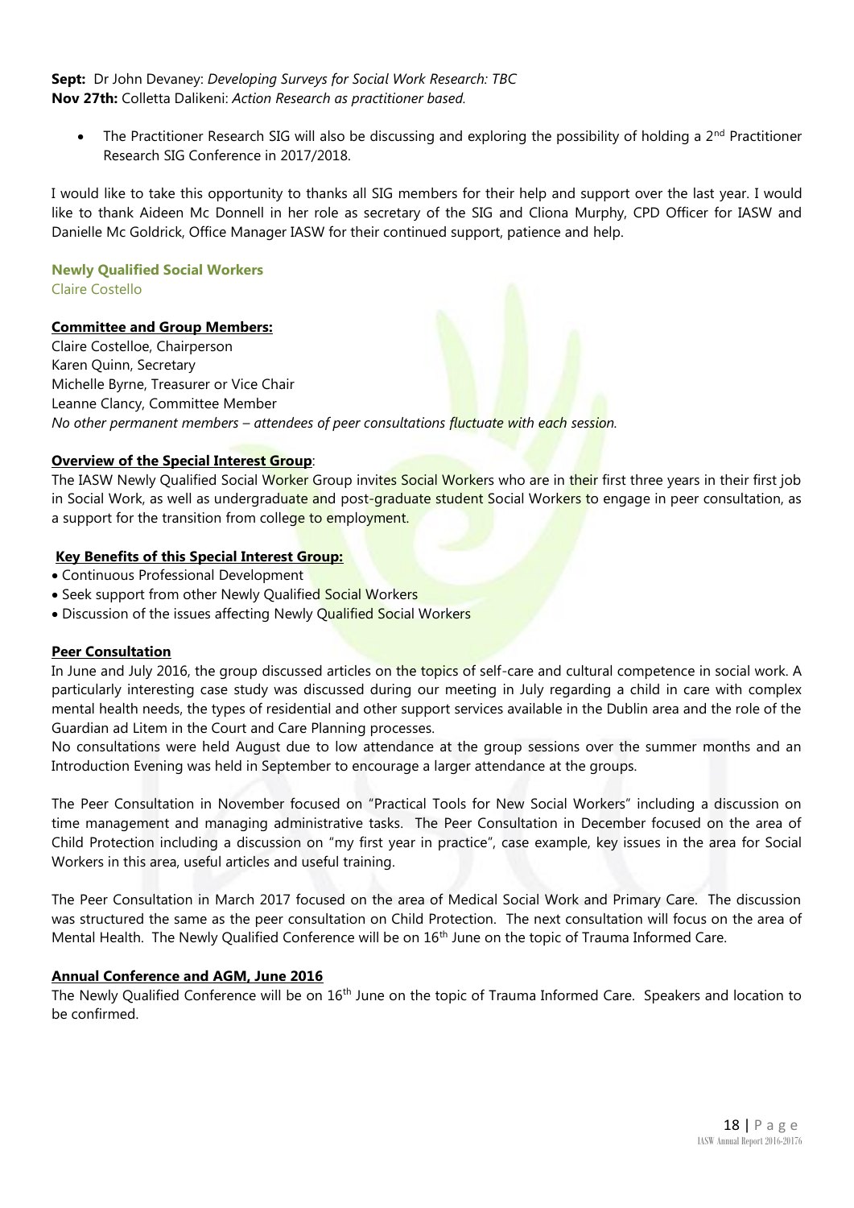**Sept:** Dr John Devaney: *Developing Surveys for Social Work Research: TBC*
**Nov 27th:** Colletta Dalikeni: *Action Research as practitioner based.*

- The Practitioner Research SIG will also be discussing and exploring the possibility of holding a 2nd Practitioner Research SIG Conference in 2017/2018.

I would like to take this opportunity to thanks all SIG members for their help and support over the last year. I would like to thank Aideen Mc Donnell in her role as secretary of the SIG and Cliona Murphy, CPD Officer for IASW and Danielle Mc Goldrick, Office Manager IASW for their continued support, patience and help.

## Newly Qualified Social Workers

Claire Costello

**Committee and Group Members:**

Claire Costelloe, Chairperson
Karen Quinn, Secretary
Michelle Byrne, Treasurer or Vice Chair
Leanne Clancy, Committee Member
*No other permanent members – attendees of peer consultations fluctuate with each session.*

**Overview of the Special Interest Group**:

The IASW Newly Qualified Social Worker Group invites Social Workers who are in their first three years in their first job in Social Work, as well as undergraduate and post-graduate student Social Workers to engage in peer consultation, as a support for the transition from college to employment.

**Key Benefits of this Special Interest Group:**

- Continuous Professional Development
- Seek support from other Newly Qualified Social Workers
- Discussion of the issues affecting Newly Qualified Social Workers

**Peer Consultation**

In June and July 2016, the group discussed articles on the topics of self-care and cultural competence in social work. A particularly interesting case study was discussed during our meeting in July regarding a child in care with complex mental health needs, the types of residential and other support services available in the Dublin area and the role of the Guardian ad Litem in the Court and Care Planning processes.
No consultations were held August due to low attendance at the group sessions over the summer months and an Introduction Evening was held in September to encourage a larger attendance at the groups.

The Peer Consultation in November focused on "Practical Tools for New Social Workers" including a discussion on time management and managing administrative tasks. The Peer Consultation in December focused on the area of Child Protection including a discussion on "my first year in practice", case example, key issues in the area for Social Workers in this area, useful articles and useful training.

The Peer Consultation in March 2017 focused on the area of Medical Social Work and Primary Care. The discussion was structured the same as the peer consultation on Child Protection. The next consultation will focus on the area of Mental Health. The Newly Qualified Conference will be on 16th June on the topic of Trauma Informed Care.

**Annual Conference and AGM, June 2016**

The Newly Qualified Conference will be on 16th June on the topic of Trauma Informed Care. Speakers and location to be confirmed.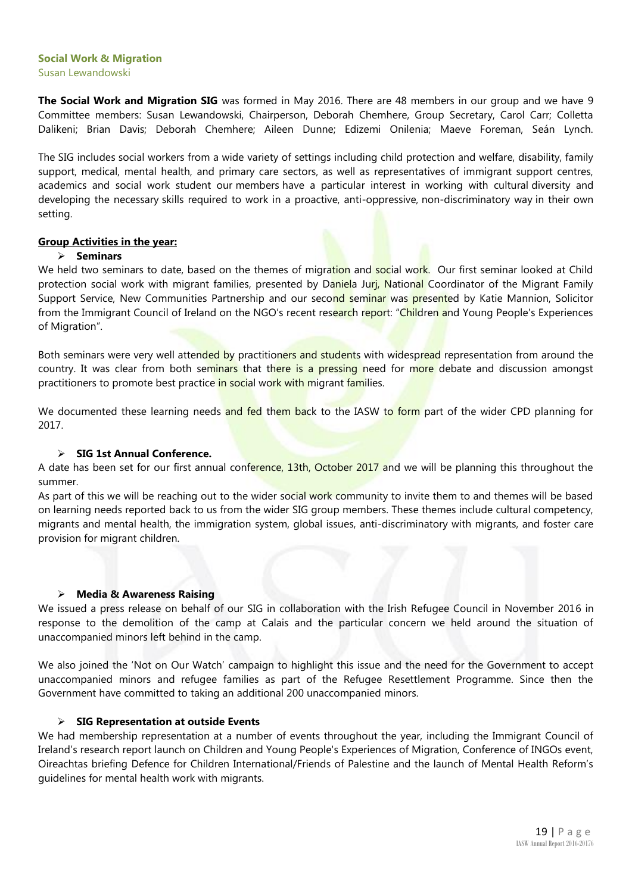## Social Work & Migration

Susan Lewandowski

**The Social Work and Migration SIG** was formed in May 2016. There are 48 members in our group and we have 9 Committee members: Susan Lewandowski, Chairperson, Deborah Chemhere, Group Secretary, Carol Carr; Colletta Dalikeni; Brian Davis; Deborah Chemhere; Aileen Dunne; Edizemi Onilenia; Maeve Foreman, Seán Lynch.

The SIG includes social workers from a wide variety of settings including child protection and welfare, disability, family support, medical, mental health, and primary care sectors, as well as representatives of immigrant support centres, academics and social work student our members have a particular interest in working with cultural diversity and developing the necessary skills required to work in a proactive, anti-oppressive, non-discriminatory way in their own setting.

**Group Activities in the year:**

- **Seminars**

We held two seminars to date, based on the themes of migration and social work. Our first seminar looked at Child protection social work with migrant families, presented by Daniela Jurj, National Coordinator of the Migrant Family Support Service, New Communities Partnership and our second seminar was presented by Katie Mannion, Solicitor from the Immigrant Council of Ireland on the NGO's recent research report: "Children and Young People's Experiences of Migration".

Both seminars were very well attended by practitioners and students with widespread representation from around the country. It was clear from both seminars that there is a pressing need for more debate and discussion amongst practitioners to promote best practice in social work with migrant families.

We documented these learning needs and fed them back to the IASW to form part of the wider CPD planning for 2017.

- **SIG 1st Annual Conference.**

A date has been set for our first annual conference, 13th, October 2017 and we will be planning this throughout the summer.

As part of this we will be reaching out to the wider social work community to invite them to and themes will be based on learning needs reported back to us from the wider SIG group members. These themes include cultural competency, migrants and mental health, the immigration system, global issues, anti-discriminatory with migrants, and foster care provision for migrant children.

- **Media & Awareness Raising**

We issued a press release on behalf of our SIG in collaboration with the Irish Refugee Council in November 2016 in response to the demolition of the camp at Calais and the particular concern we held around the situation of unaccompanied minors left behind in the camp.

We also joined the 'Not on Our Watch' campaign to highlight this issue and the need for the Government to accept unaccompanied minors and refugee families as part of the Refugee Resettlement Programme. Since then the Government have committed to taking an additional 200 unaccompanied minors.

- **SIG Representation at outside Events**

We had membership representation at a number of events throughout the year, including the Immigrant Council of Ireland's research report launch on Children and Young People's Experiences of Migration, Conference of INGOs event, Oireachtas briefing Defence for Children International/Friends of Palestine and the launch of Mental Health Reform's guidelines for mental health work with migrants.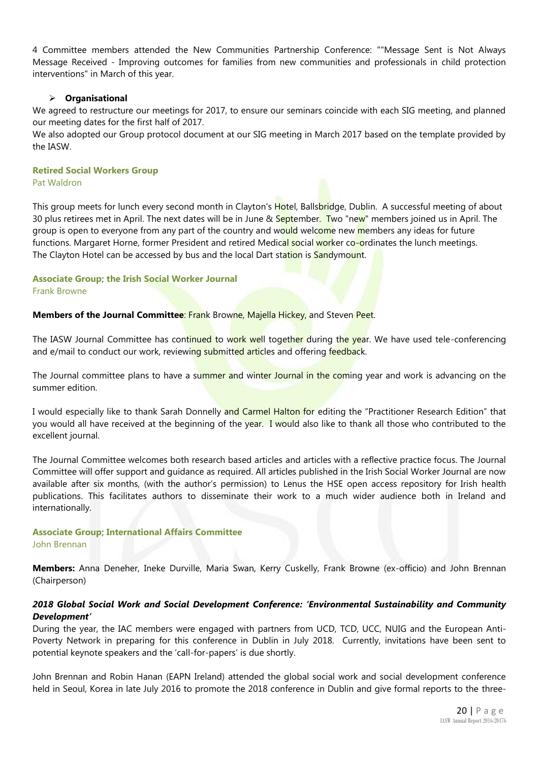4 Committee members attended the New Communities Partnership Conference: ""Message Sent is Not Always Message Received - Improving outcomes for families from new communities and professionals in child protection interventions" in March of this year.

- **Organisational**

We agreed to restructure our meetings for 2017, to ensure our seminars coincide with each SIG meeting, and planned our meeting dates for the first half of 2017.

We also adopted our Group protocol document at our SIG meeting in March 2017 based on the template provided by the IASW.

### Retired Social Workers Group

Pat Waldron

This group meets for lunch every second month in Clayton's Hotel, Ballsbridge, Dublin. A successful meeting of about 30 plus retirees met in April. The next dates will be in June & September. Two "new" members joined us in April. The group is open to everyone from any part of the country and would welcome new members any ideas for future functions. Margaret Horne, former President and retired Medical social worker co-ordinates the lunch meetings. The Clayton Hotel can be accessed by bus and the local Dart station is Sandymount.

### Associate Group; the Irish Social Worker Journal

Frank Browne

**Members of the Journal Committee**: Frank Browne, Majella Hickey, and Steven Peet.

The IASW Journal Committee has continued to work well together during the year. We have used tele-conferencing and e/mail to conduct our work, reviewing submitted articles and offering feedback.

The Journal committee plans to have a summer and winter Journal in the coming year and work is advancing on the summer edition.

I would especially like to thank Sarah Donnelly and Carmel Halton for editing the "Practitioner Research Edition" that you would all have received at the beginning of the year. I would also like to thank all those who contributed to the excellent journal.

The Journal Committee welcomes both research based articles and articles with a reflective practice focus. The Journal Committee will offer support and guidance as required. All articles published in the Irish Social Worker Journal are now available after six months, (with the author's permission) to Lenus the HSE open access repository for Irish health publications. This facilitates authors to disseminate their work to a much wider audience both in Ireland and internationally.

### Associate Group; International Affairs Committee

John Brennan

**Members:** Anna Deneher, Ineke Durville, Maria Swan, Kerry Cuskelly, Frank Browne (ex-officio) and John Brennan (Chairperson)

***2018 Global Social Work and Social Development Conference: 'Environmental Sustainability and Community Development'***

During the year, the IAC members were engaged with partners from UCD, TCD, UCC, NUIG and the European Anti-Poverty Network in preparing for this conference in Dublin in July 2018. Currently, invitations have been sent to potential keynote speakers and the 'call-for-papers' is due shortly.

John Brennan and Robin Hanan (EAPN Ireland) attended the global social work and social development conference held in Seoul, Korea in late July 2016 to promote the 2018 conference in Dublin and give formal reports to the three-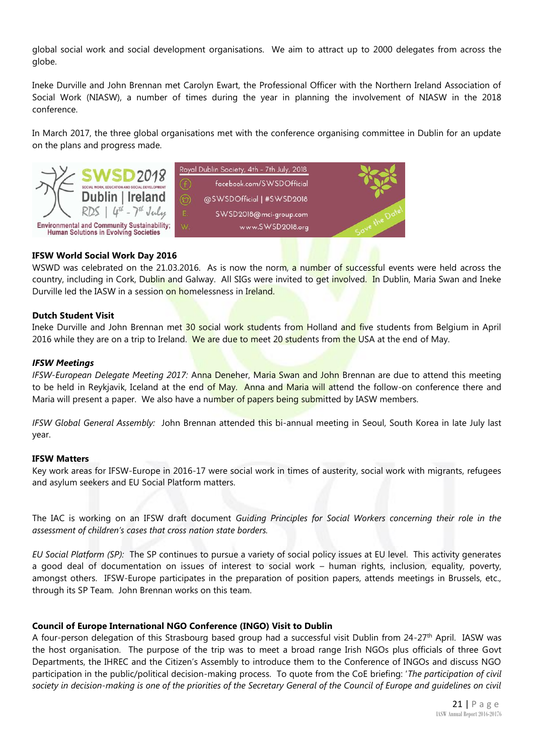global social work and social development organisations. We aim to attract up to 2000 delegates from across the globe.

Ineke Durville and John Brennan met Carolyn Ewart, the Professional Officer with the Northern Ireland Association of Social Work (NIASW), a number of times during the year in planning the involvement of NIASW in the 2018 conference.

In March 2017, the three global organisations met with the conference organising committee in Dublin for an update on the plans and progress made.

**IFSW World Social Work Day 2016**
WSWD was celebrated on the 21.03.2016. As is now the norm, a number of successful events were held across the country, including in Cork, Dublin and Galway. All SIGs were invited to get involved. In Dublin, Maria Swan and Ineke Durville led the IASW in a session on homelessness in Ireland.

**Dutch Student Visit**
Ineke Durville and John Brennan met 30 social work students from Holland and five students from Belgium in April 2016 while they are on a trip to Ireland. We are due to meet 20 students from the USA at the end of May.

***IFSW Meetings***
*IFSW-European Delegate Meeting 2017:* Anna Deneher, Maria Swan and John Brennan are due to attend this meeting to be held in Reykjavik, Iceland at the end of May. Anna and Maria will attend the follow-on conference there and Maria will present a paper. We also have a number of papers being submitted by IASW members.

*IFSW Global General Assembly:* John Brennan attended this bi-annual meeting in Seoul, South Korea in late July last year.

**IFSW Matters**
Key work areas for IFSW-Europe in 2016-17 were social work in times of austerity, social work with migrants, refugees and asylum seekers and EU Social Platform matters.

The IAC is working on an IFSW draft document *Guiding Principles for Social Workers concerning their role in the assessment of children's cases that cross nation state borders.*

*EU Social Platform (SP):* The SP continues to pursue a variety of social policy issues at EU level. This activity generates a good deal of documentation on issues of interest to social work – human rights, inclusion, equality, poverty, amongst others. IFSW-Europe participates in the preparation of position papers, attends meetings in Brussels, etc., through its SP Team. John Brennan works on this team.

**Council of Europe International NGO Conference (INGO) Visit to Dublin**
A four-person delegation of this Strasbourg based group had a successful visit Dublin from 24-27th April. IASW was the host organisation. The purpose of the trip was to meet a broad range Irish NGOs plus officials of three Govt Departments, the IHREC and the Citizen's Assembly to introduce them to the Conference of INGOs and discuss NGO participation in the public/political decision-making process. To quote from the CoE briefing: '*The participation of civil society in decision-making is one of the priorities of the Secretary General of the Council of Europe and guidelines on civil*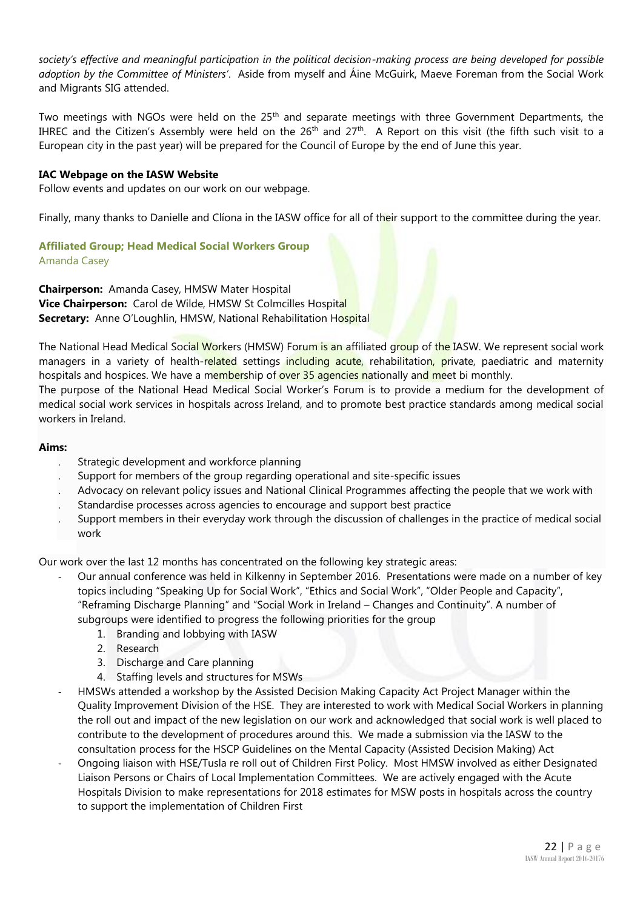*society's effective and meaningful participation in the political decision-making process are being developed for possible adoption by the Committee of Ministers'*. Aside from myself and Áine McGuirk, Maeve Foreman from the Social Work and Migrants SIG attended.

Two meetings with NGOs were held on the 25th and separate meetings with three Government Departments, the IHREC and the Citizen's Assembly were held on the 26th and 27th. A Report on this visit (the fifth such visit to a European city in the past year) will be prepared for the Council of Europe by the end of June this year.

**IAC Webpage on the IASW Website**

Follow events and updates on our work on our webpage.

Finally, many thanks to Danielle and Clíona in the IASW office for all of their support to the committee during the year.

### Affiliated Group; Head Medical Social Workers Group

Amanda Casey

**Chairperson:** Amanda Casey, HMSW Mater Hospital
**Vice Chairperson:** Carol de Wilde, HMSW St Colmcilles Hospital
**Secretary:** Anne O'Loughlin, HMSW, National Rehabilitation Hospital

The National Head Medical Social Workers (HMSW) Forum is an affiliated group of the IASW. We represent social work managers in a variety of health-related settings including acute, rehabilitation, private, paediatric and maternity hospitals and hospices. We have a membership of over 35 agencies nationally and meet bi monthly.

The purpose of the National Head Medical Social Worker's Forum is to provide a medium for the development of medical social work services in hospitals across Ireland, and to promote best practice standards among medical social workers in Ireland.

**Aims:**

- Strategic development and workforce planning
- Support for members of the group regarding operational and site-specific issues
- Advocacy on relevant policy issues and National Clinical Programmes affecting the people that we work with
- Standardise processes across agencies to encourage and support best practice
- Support members in their everyday work through the discussion of challenges in the practice of medical social work

Our work over the last 12 months has concentrated on the following key strategic areas:

- Our annual conference was held in Kilkenny in September 2016. Presentations were made on a number of key topics including "Speaking Up for Social Work", "Ethics and Social Work", "Older People and Capacity", "Reframing Discharge Planning" and "Social Work in Ireland – Changes and Continuity". A number of subgroups were identified to progress the following priorities for the group
  1. Branding and lobbying with IASW
  2. Research
  3. Discharge and Care planning
  4. Staffing levels and structures for MSWs
- HMSWs attended a workshop by the Assisted Decision Making Capacity Act Project Manager within the Quality Improvement Division of the HSE. They are interested to work with Medical Social Workers in planning the roll out and impact of the new legislation on our work and acknowledged that social work is well placed to contribute to the development of procedures around this. We made a submission via the IASW to the consultation process for the HSCP Guidelines on the Mental Capacity (Assisted Decision Making) Act
- Ongoing liaison with HSE/Tusla re roll out of Children First Policy. Most HMSW involved as either Designated Liaison Persons or Chairs of Local Implementation Committees. We are actively engaged with the Acute Hospitals Division to make representations for 2018 estimates for MSW posts in hospitals across the country to support the implementation of Children First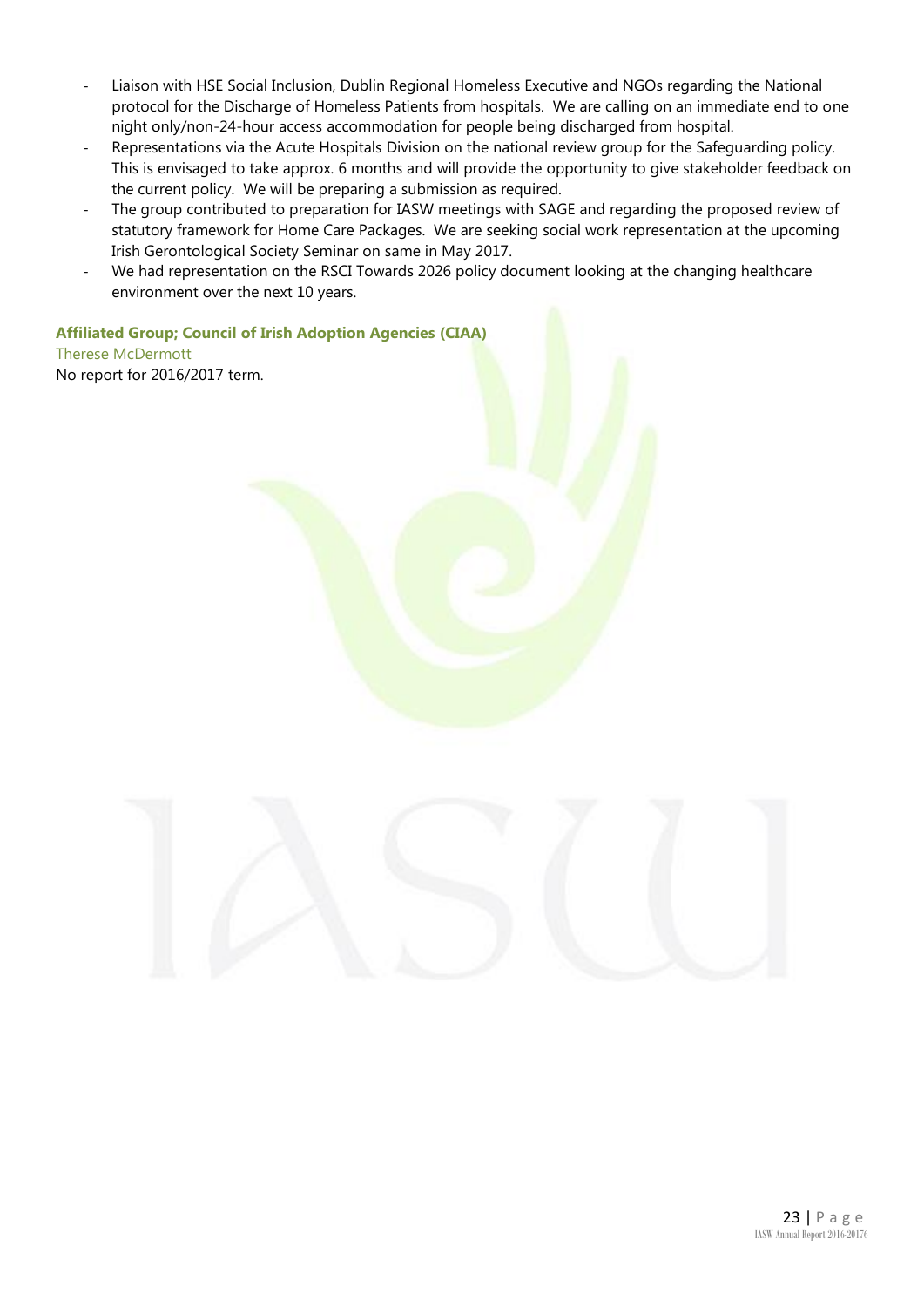- Liaison with HSE Social Inclusion, Dublin Regional Homeless Executive and NGOs regarding the National protocol for the Discharge of Homeless Patients from hospitals. We are calling on an immediate end to one night only/non-24-hour access accommodation for people being discharged from hospital.
- Representations via the Acute Hospitals Division on the national review group for the Safeguarding policy. This is envisaged to take approx. 6 months and will provide the opportunity to give stakeholder feedback on the current policy. We will be preparing a submission as required.
- The group contributed to preparation for IASW meetings with SAGE and regarding the proposed review of statutory framework for Home Care Packages. We are seeking social work representation at the upcoming Irish Gerontological Society Seminar on same in May 2017.
- We had representation on the RSCI Towards 2026 policy document looking at the changing healthcare environment over the next 10 years.

### Affiliated Group; Council of Irish Adoption Agencies (CIAA)

Therese McDermott

No report for 2016/2017 term.